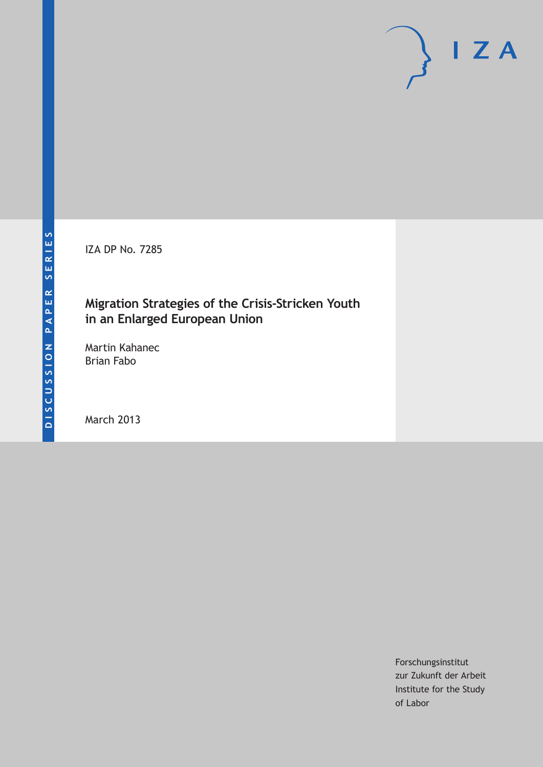DISCUSSION PAPER SERIES

IZA

IZA DP No. 7285

# Migration Strategies of the Crisis-Stricken Youth in an Enlarged European Union

Martin Kahanec
Brian Fabo

March 2013

Forschungsinstitut
zur Zukunft der Arbeit
Institute for the Study
of Labor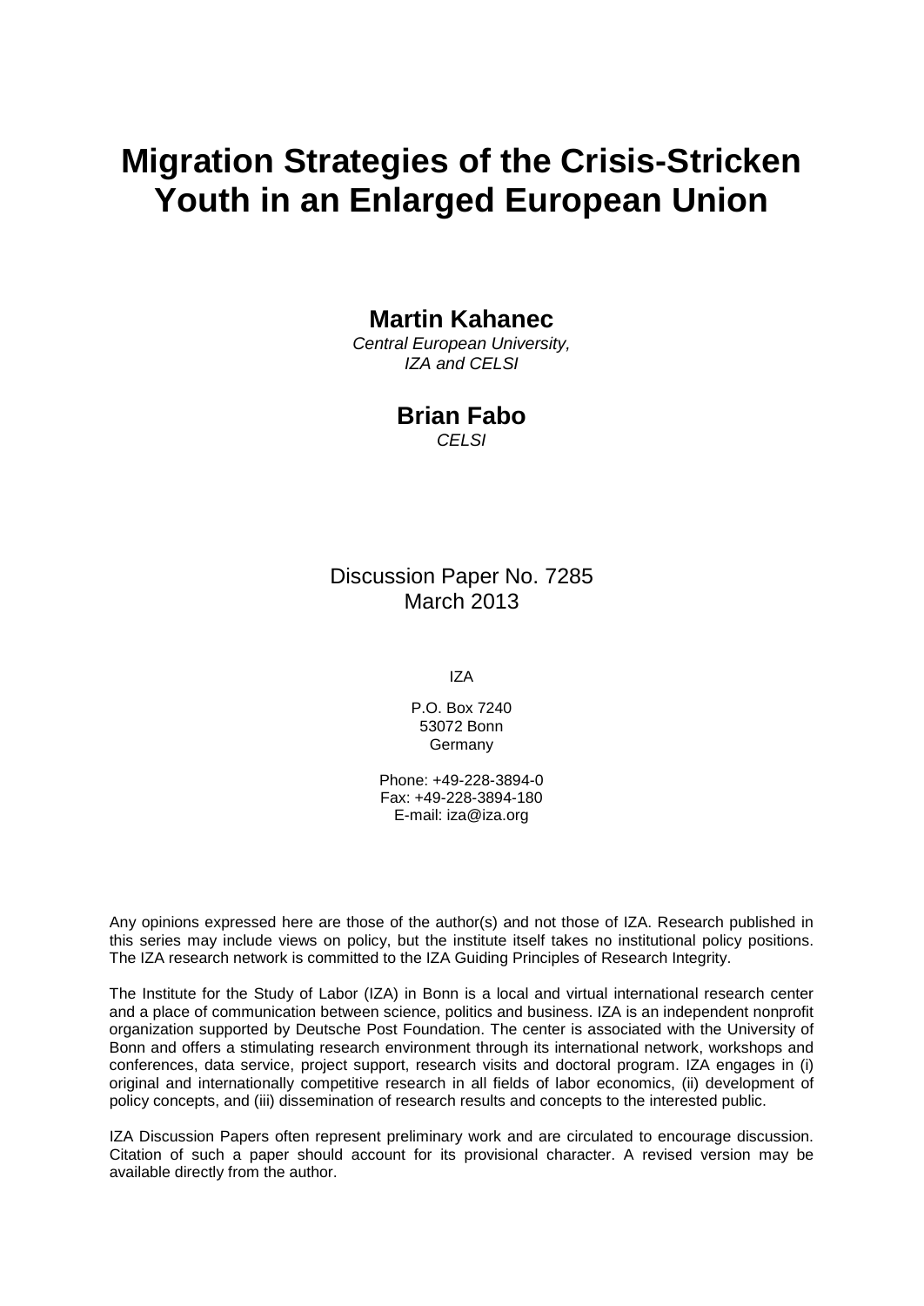# Migration Strategies of the Crisis-Stricken Youth in an Enlarged European Union

**Martin Kahanec**

*Central European University, IZA and CELSI*

**Brian Fabo**

*CELSI*

Discussion Paper No. 7285
March 2013

IZA

P.O. Box 7240
53072 Bonn
Germany

Phone: +49-228-3894-0
Fax: +49-228-3894-180
E-mail: iza@iza.org

Any opinions expressed here are those of the author(s) and not those of IZA. Research published in this series may include views on policy, but the institute itself takes no institutional policy positions. The IZA research network is committed to the IZA Guiding Principles of Research Integrity.

The Institute for the Study of Labor (IZA) in Bonn is a local and virtual international research center and a place of communication between science, politics and business. IZA is an independent nonprofit organization supported by Deutsche Post Foundation. The center is associated with the University of Bonn and offers a stimulating research environment through its international network, workshops and conferences, data service, project support, research visits and doctoral program. IZA engages in (i) original and internationally competitive research in all fields of labor economics, (ii) development of policy concepts, and (iii) dissemination of research results and concepts to the interested public.

IZA Discussion Papers often represent preliminary work and are circulated to encourage discussion. Citation of such a paper should account for its provisional character. A revised version may be available directly from the author.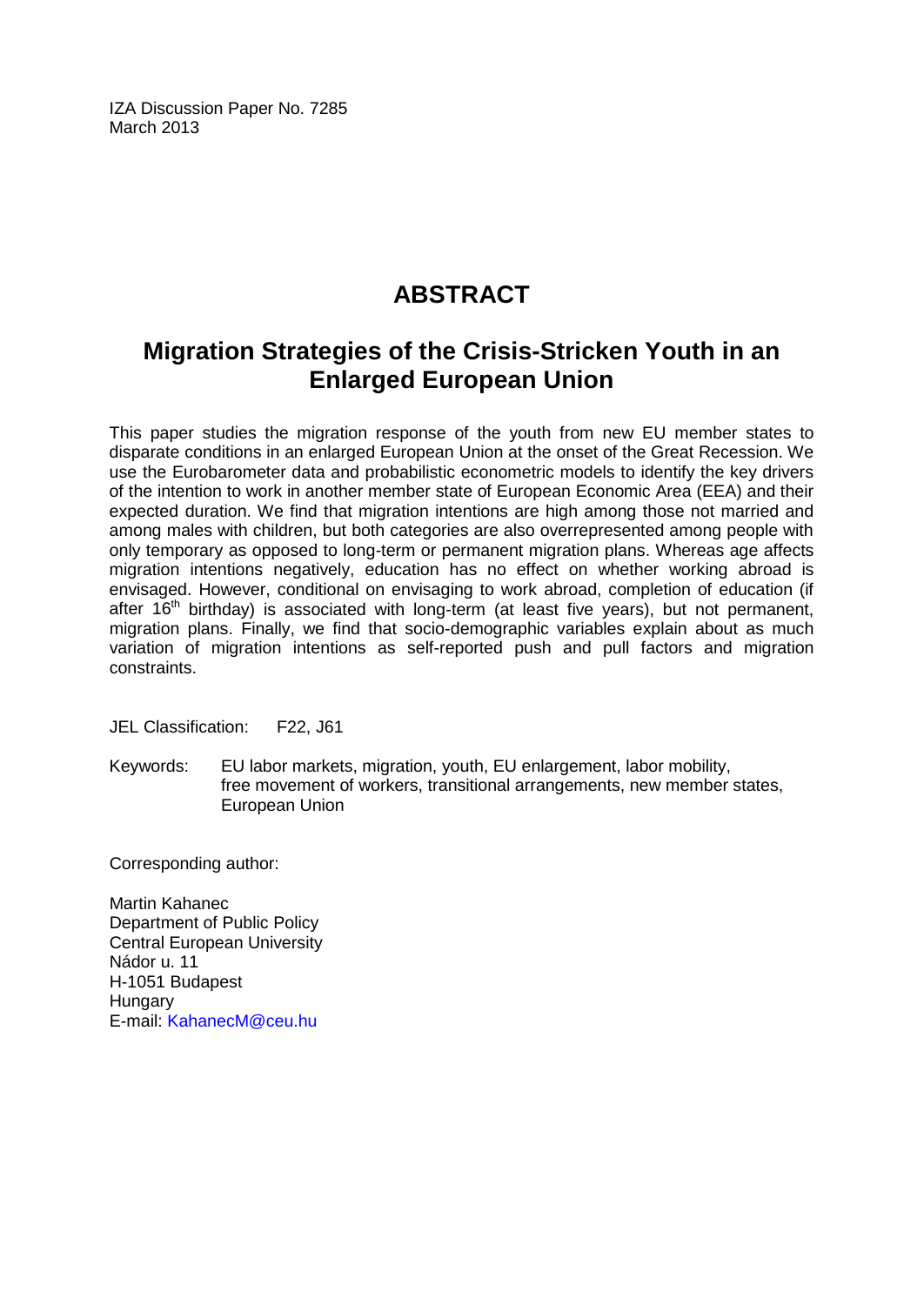IZA Discussion Paper No. 7285
March 2013

# ABSTRACT

## Migration Strategies of the Crisis-Stricken Youth in an Enlarged European Union

This paper studies the migration response of the youth from new EU member states to disparate conditions in an enlarged European Union at the onset of the Great Recession. We use the Eurobarometer data and probabilistic econometric models to identify the key drivers of the intention to work in another member state of European Economic Area (EEA) and their expected duration. We find that migration intentions are high among those not married and among males with children, but both categories are also overrepresented among people with only temporary as opposed to long-term or permanent migration plans. Whereas age affects migration intentions negatively, education has no effect on whether working abroad is envisaged. However, conditional on envisaging to work abroad, completion of education (if after 16th birthday) is associated with long-term (at least five years), but not permanent, migration plans. Finally, we find that socio-demographic variables explain about as much variation of migration intentions as self-reported push and pull factors and migration constraints.

JEL Classification: F22, J61

Keywords: EU labor markets, migration, youth, EU enlargement, labor mobility, free movement of workers, transitional arrangements, new member states, European Union

Corresponding author:

Martin Kahanec
Department of Public Policy
Central European University
Nádor u. 11
H-1051 Budapest
Hungary
E-mail: KahanecM@ceu.hu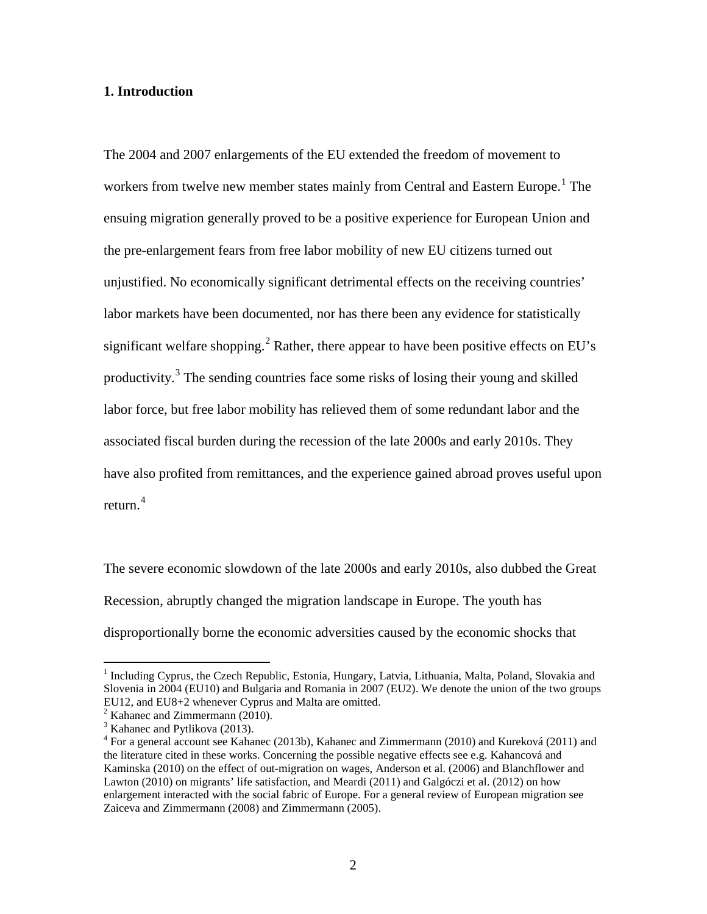## 1. Introduction

The 2004 and 2007 enlargements of the EU extended the freedom of movement to workers from twelve new member states mainly from Central and Eastern Europe.[1] The ensuing migration generally proved to be a positive experience for European Union and the pre-enlargement fears from free labor mobility of new EU citizens turned out unjustified. No economically significant detrimental effects on the receiving countries' labor markets have been documented, nor has there been any evidence for statistically significant welfare shopping.[2] Rather, there appear to have been positive effects on EU's productivity.[3] The sending countries face some risks of losing their young and skilled labor force, but free labor mobility has relieved them of some redundant labor and the associated fiscal burden during the recession of the late 2000s and early 2010s. They have also profited from remittances, and the experience gained abroad proves useful upon return.[4]

The severe economic slowdown of the late 2000s and early 2010s, also dubbed the Great Recession, abruptly changed the migration landscape in Europe. The youth has disproportionally borne the economic adversities caused by the economic shocks that

[1] Including Cyprus, the Czech Republic, Estonia, Hungary, Latvia, Lithuania, Malta, Poland, Slovakia and Slovenia in 2004 (EU10) and Bulgaria and Romania in 2007 (EU2). We denote the union of the two groups EU12, and EU8+2 whenever Cyprus and Malta are omitted.

[2] Kahanec and Zimmermann (2010).

[3] Kahanec and Pytlikova (2013).

[4] For a general account see Kahanec (2013b), Kahanec and Zimmermann (2010) and Kureková (2011) and the literature cited in these works. Concerning the possible negative effects see e.g. Kahancová and Kaminska (2010) on the effect of out-migration on wages, Anderson et al. (2006) and Blanchflower and Lawton (2010) on migrants' life satisfaction, and Meardi (2011) and Galgóczi et al. (2012) on how enlargement interacted with the social fabric of Europe. For a general review of European migration see Zaiceva and Zimmermann (2008) and Zimmermann (2005).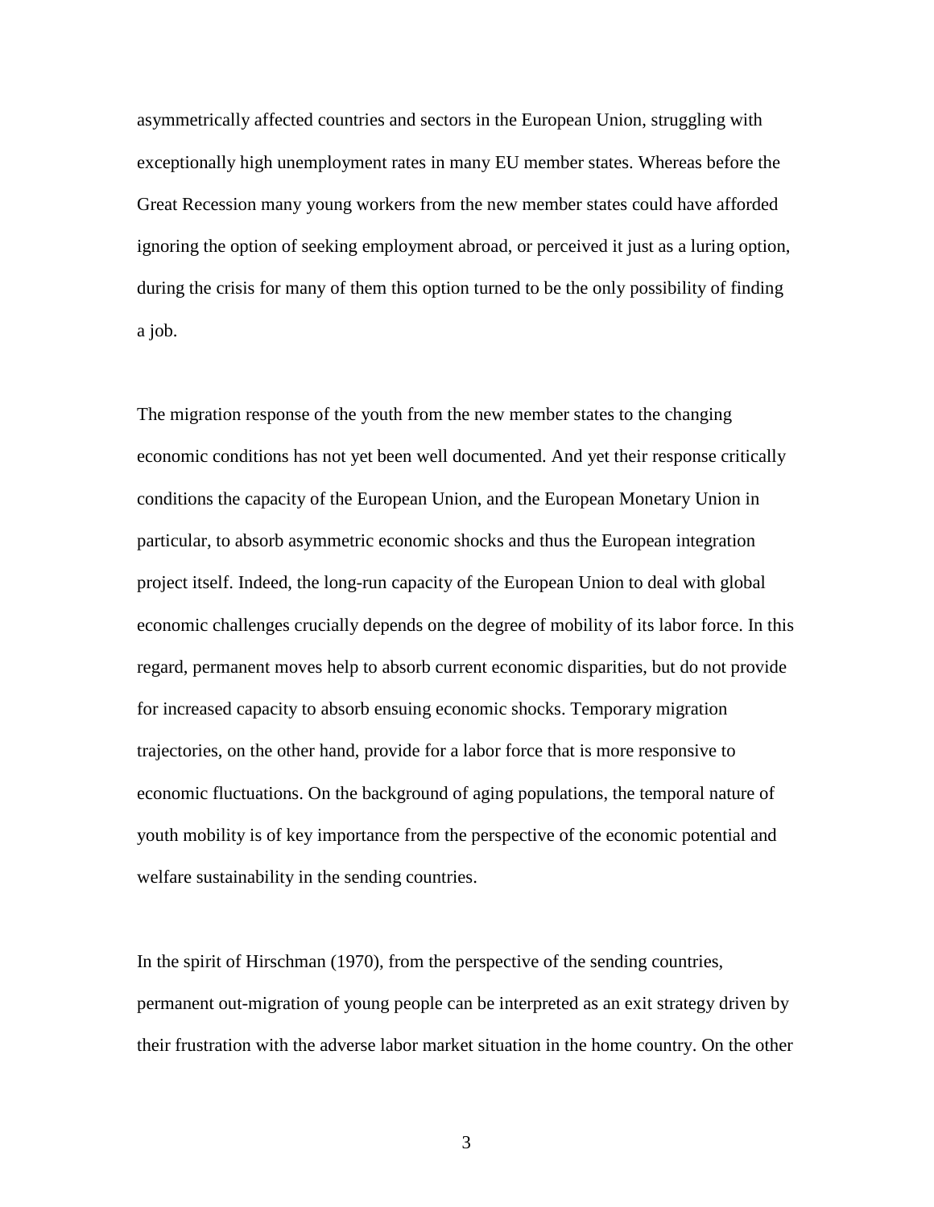asymmetrically affected countries and sectors in the European Union, struggling with exceptionally high unemployment rates in many EU member states. Whereas before the Great Recession many young workers from the new member states could have afforded ignoring the option of seeking employment abroad, or perceived it just as a luring option, during the crisis for many of them this option turned to be the only possibility of finding a job.

The migration response of the youth from the new member states to the changing economic conditions has not yet been well documented. And yet their response critically conditions the capacity of the European Union, and the European Monetary Union in particular, to absorb asymmetric economic shocks and thus the European integration project itself. Indeed, the long-run capacity of the European Union to deal with global economic challenges crucially depends on the degree of mobility of its labor force. In this regard, permanent moves help to absorb current economic disparities, but do not provide for increased capacity to absorb ensuing economic shocks. Temporary migration trajectories, on the other hand, provide for a labor force that is more responsive to economic fluctuations. On the background of aging populations, the temporal nature of youth mobility is of key importance from the perspective of the economic potential and welfare sustainability in the sending countries.

In the spirit of Hirschman (1970), from the perspective of the sending countries, permanent out-migration of young people can be interpreted as an exit strategy driven by their frustration with the adverse labor market situation in the home country. On the other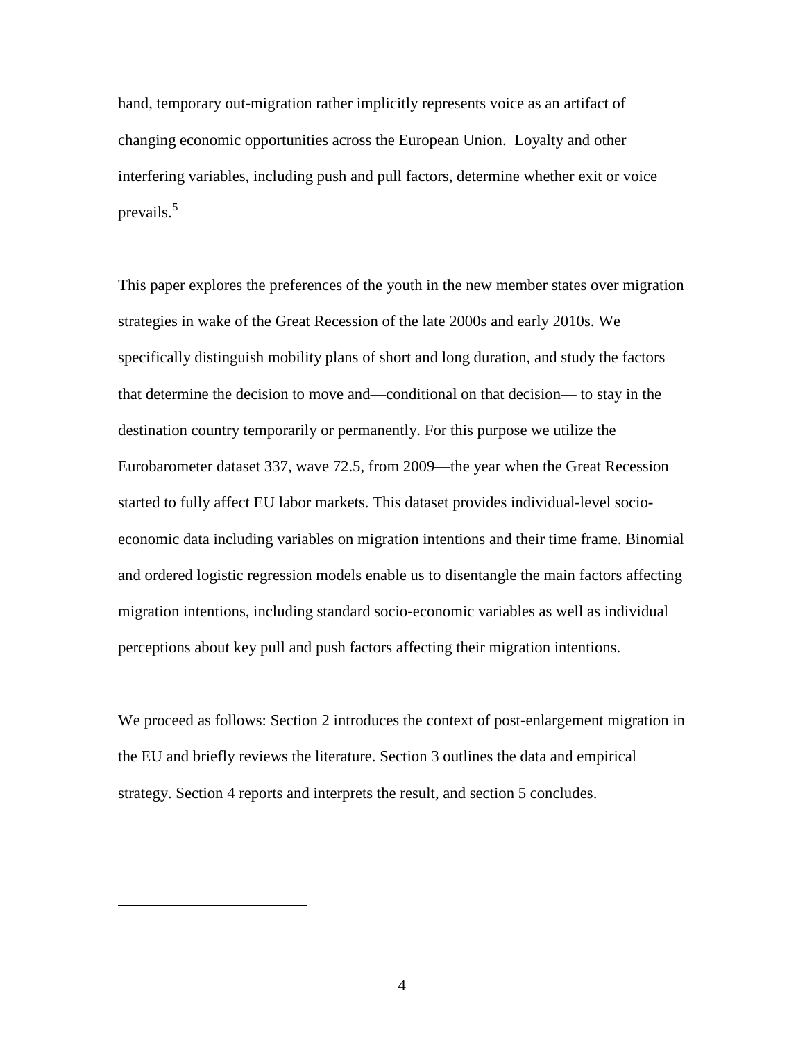hand, temporary out-migration rather implicitly represents voice as an artifact of changing economic opportunities across the European Union. Loyalty and other interfering variables, including push and pull factors, determine whether exit or voice prevails.[5]

This paper explores the preferences of the youth in the new member states over migration strategies in wake of the Great Recession of the late 2000s and early 2010s. We specifically distinguish mobility plans of short and long duration, and study the factors that determine the decision to move and—conditional on that decision— to stay in the destination country temporarily or permanently. For this purpose we utilize the Eurobarometer dataset 337, wave 72.5, from 2009—the year when the Great Recession started to fully affect EU labor markets. This dataset provides individual-level socio-economic data including variables on migration intentions and their time frame. Binomial and ordered logistic regression models enable us to disentangle the main factors affecting migration intentions, including standard socio-economic variables as well as individual perceptions about key pull and push factors affecting their migration intentions.

We proceed as follows: Section 2 introduces the context of post-enlargement migration in the EU and briefly reviews the literature. Section 3 outlines the data and empirical strategy. Section 4 reports and interprets the result, and section 5 concludes.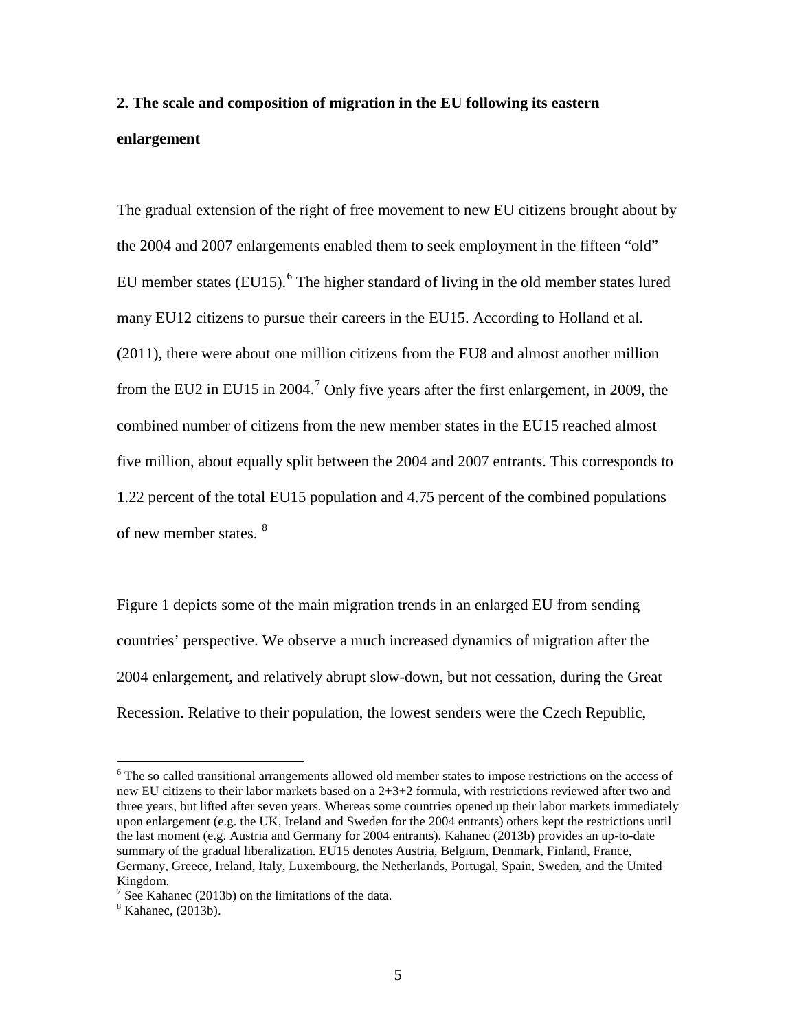## 2. The scale and composition of migration in the EU following its eastern enlargement

The gradual extension of the right of free movement to new EU citizens brought about by the 2004 and 2007 enlargements enabled them to seek employment in the fifteen "old" EU member states (EU15).[6] The higher standard of living in the old member states lured many EU12 citizens to pursue their careers in the EU15. According to Holland et al. (2011), there were about one million citizens from the EU8 and almost another million from the EU2 in EU15 in 2004.[7] Only five years after the first enlargement, in 2009, the combined number of citizens from the new member states in the EU15 reached almost five million, about equally split between the 2004 and 2007 entrants. This corresponds to 1.22 percent of the total EU15 population and 4.75 percent of the combined populations of new member states.[8]

Figure 1 depicts some of the main migration trends in an enlarged EU from sending countries' perspective. We observe a much increased dynamics of migration after the 2004 enlargement, and relatively abrupt slow-down, but not cessation, during the Great Recession. Relative to their population, the lowest senders were the Czech Republic,

---

[6] The so called transitional arrangements allowed old member states to impose restrictions on the access of new EU citizens to their labor markets based on a 2+3+2 formula, with restrictions reviewed after two and three years, but lifted after seven years. Whereas some countries opened up their labor markets immediately upon enlargement (e.g. the UK, Ireland and Sweden for the 2004 entrants) others kept the restrictions until the last moment (e.g. Austria and Germany for 2004 entrants). Kahanec (2013b) provides an up-to-date summary of the gradual liberalization. EU15 denotes Austria, Belgium, Denmark, Finland, France, Germany, Greece, Ireland, Italy, Luxembourg, the Netherlands, Portugal, Spain, Sweden, and the United Kingdom.

[7] See Kahanec (2013b) on the limitations of the data.

[8] Kahanec, (2013b).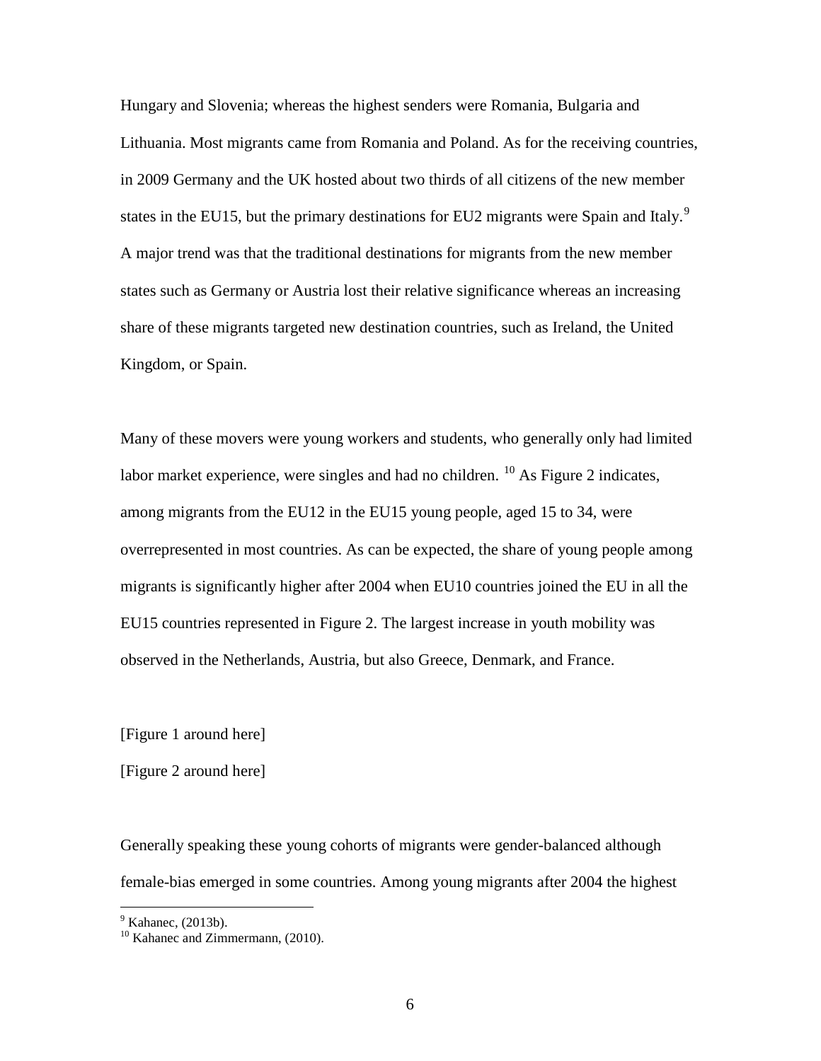Hungary and Slovenia; whereas the highest senders were Romania, Bulgaria and Lithuania. Most migrants came from Romania and Poland. As for the receiving countries, in 2009 Germany and the UK hosted about two thirds of all citizens of the new member states in the EU15, but the primary destinations for EU2 migrants were Spain and Italy.[9] A major trend was that the traditional destinations for migrants from the new member states such as Germany or Austria lost their relative significance whereas an increasing share of these migrants targeted new destination countries, such as Ireland, the United Kingdom, or Spain.

Many of these movers were young workers and students, who generally only had limited labor market experience, were singles and had no children. [10] As Figure 2 indicates, among migrants from the EU12 in the EU15 young people, aged 15 to 34, were overrepresented in most countries. As can be expected, the share of young people among migrants is significantly higher after 2004 when EU10 countries joined the EU in all the EU15 countries represented in Figure 2. The largest increase in youth mobility was observed in the Netherlands, Austria, but also Greece, Denmark, and France.

[Figure 1 around here]

[Figure 2 around here]

Generally speaking these young cohorts of migrants were gender-balanced although female-bias emerged in some countries. Among young migrants after 2004 the highest

[9] Kahanec, (2013b).

[10] Kahanec and Zimmermann, (2010).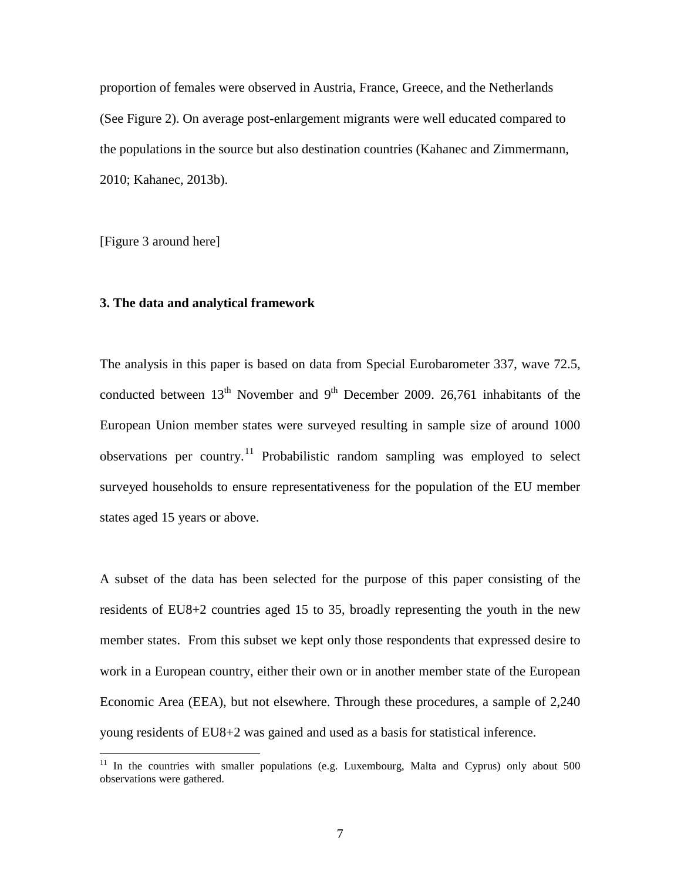proportion of females were observed in Austria, France, Greece, and the Netherlands (See Figure 2). On average post-enlargement migrants were well educated compared to the populations in the source but also destination countries (Kahanec and Zimmermann, 2010; Kahanec, 2013b).

[Figure 3 around here]

### 3. The data and analytical framework

The analysis in this paper is based on data from Special Eurobarometer 337, wave 72.5, conducted between 13th November and 9th December 2009. 26,761 inhabitants of the European Union member states were surveyed resulting in sample size of around 1000 observations per country.[11] Probabilistic random sampling was employed to select surveyed households to ensure representativeness for the population of the EU member states aged 15 years or above.

A subset of the data has been selected for the purpose of this paper consisting of the residents of EU8+2 countries aged 15 to 35, broadly representing the youth in the new member states. From this subset we kept only those respondents that expressed desire to work in a European country, either their own or in another member state of the European Economic Area (EEA), but not elsewhere. Through these procedures, a sample of 2,240 young residents of EU8+2 was gained and used as a basis for statistical inference.

[11] In the countries with smaller populations (e.g. Luxembourg, Malta and Cyprus) only about 500 observations were gathered.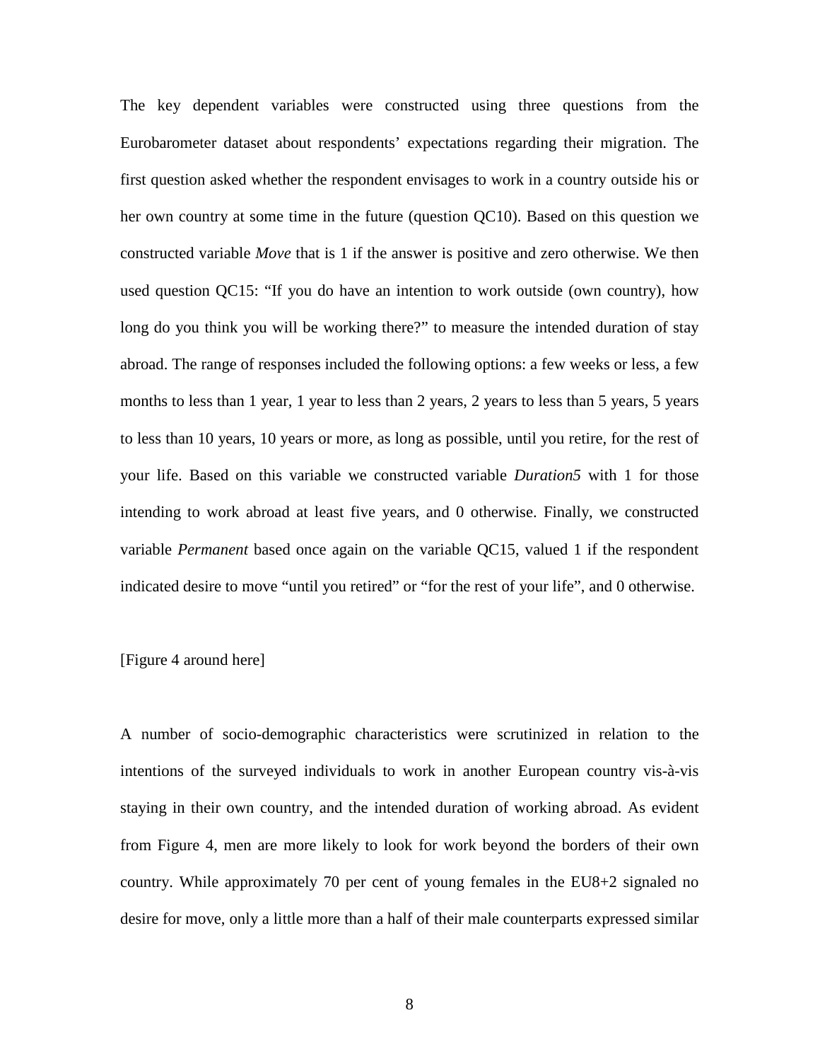The key dependent variables were constructed using three questions from the Eurobarometer dataset about respondents' expectations regarding their migration. The first question asked whether the respondent envisages to work in a country outside his or her own country at some time in the future (question QC10). Based on this question we constructed variable *Move* that is 1 if the answer is positive and zero otherwise. We then used question QC15: "If you do have an intention to work outside (own country), how long do you think you will be working there?" to measure the intended duration of stay abroad. The range of responses included the following options: a few weeks or less, a few months to less than 1 year, 1 year to less than 2 years, 2 years to less than 5 years, 5 years to less than 10 years, 10 years or more, as long as possible, until you retire, for the rest of your life. Based on this variable we constructed variable *Duration5* with 1 for those intending to work abroad at least five years, and 0 otherwise. Finally, we constructed variable *Permanent* based once again on the variable QC15, valued 1 if the respondent indicated desire to move "until you retired" or "for the rest of your life", and 0 otherwise.

[Figure 4 around here]

A number of socio-demographic characteristics were scrutinized in relation to the intentions of the surveyed individuals to work in another European country vis-à-vis staying in their own country, and the intended duration of working abroad. As evident from Figure 4, men are more likely to look for work beyond the borders of their own country. While approximately 70 per cent of young females in the EU8+2 signaled no desire for move, only a little more than a half of their male counterparts expressed similar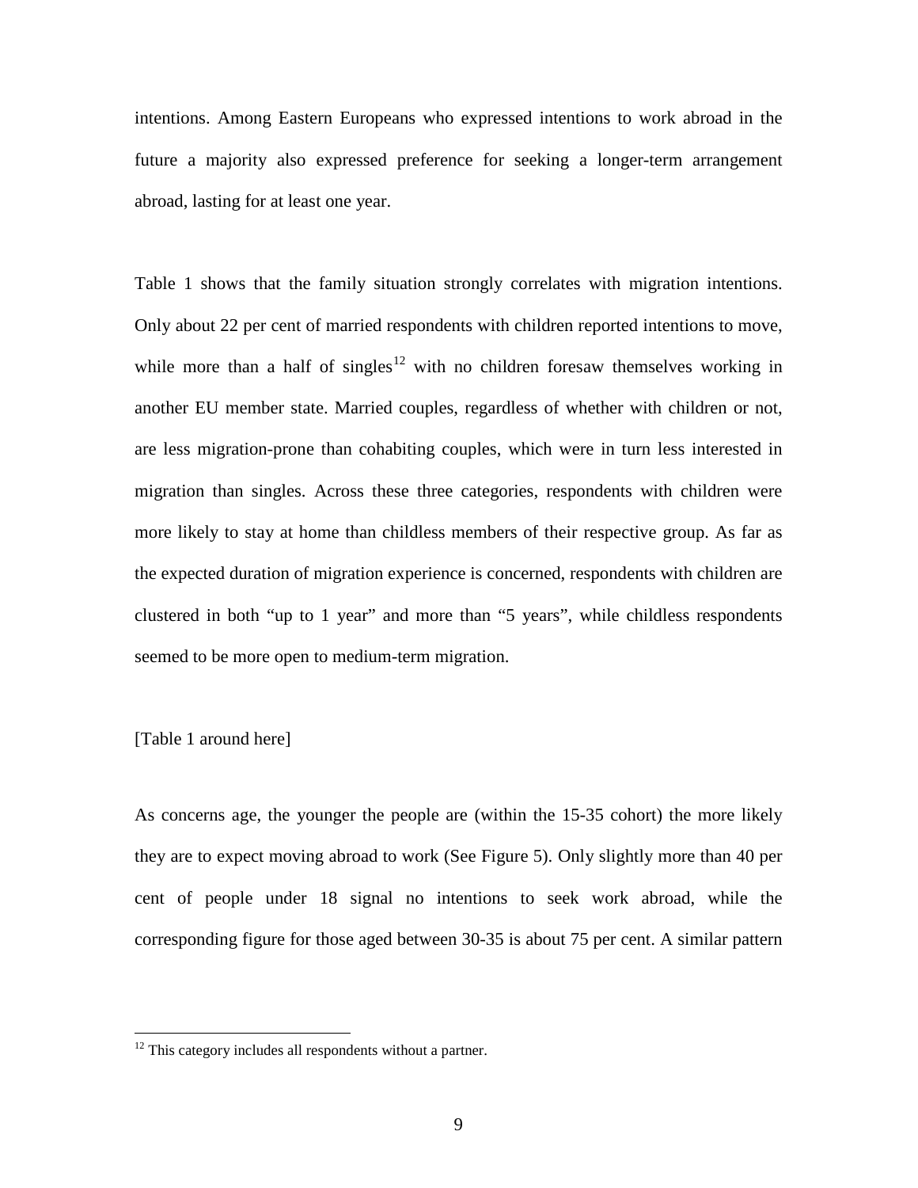intentions. Among Eastern Europeans who expressed intentions to work abroad in the future a majority also expressed preference for seeking a longer-term arrangement abroad, lasting for at least one year.

Table 1 shows that the family situation strongly correlates with migration intentions. Only about 22 per cent of married respondents with children reported intentions to move, while more than a half of singles[12] with no children foresaw themselves working in another EU member state. Married couples, regardless of whether with children or not, are less migration-prone than cohabiting couples, which were in turn less interested in migration than singles. Across these three categories, respondents with children were more likely to stay at home than childless members of their respective group. As far as the expected duration of migration experience is concerned, respondents with children are clustered in both "up to 1 year" and more than "5 years", while childless respondents seemed to be more open to medium-term migration.

[Table 1 around here]

As concerns age, the younger the people are (within the 15-35 cohort) the more likely they are to expect moving abroad to work (See Figure 5). Only slightly more than 40 per cent of people under 18 signal no intentions to seek work abroad, while the corresponding figure for those aged between 30-35 is about 75 per cent. A similar pattern

[12] This category includes all respondents without a partner.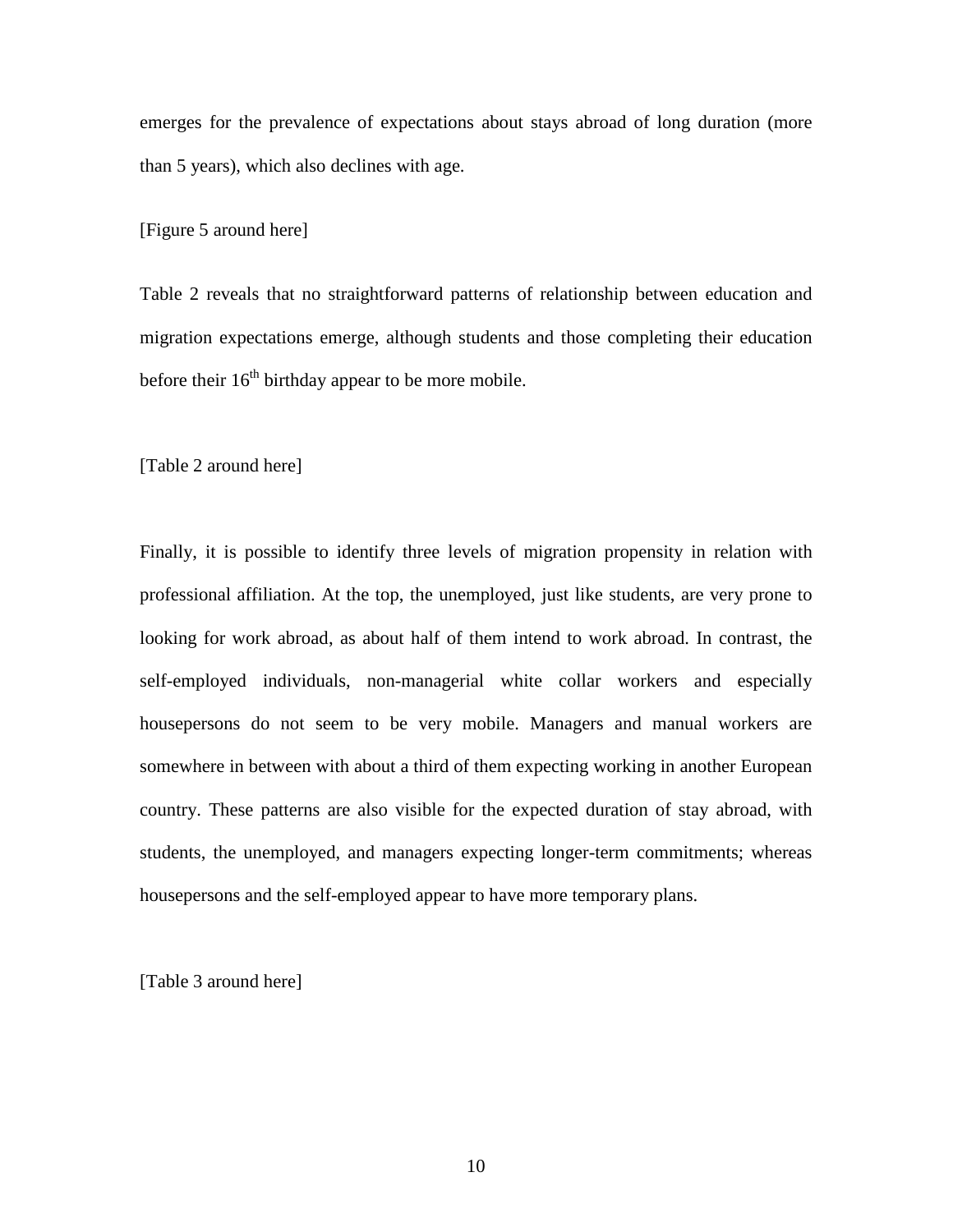emerges for the prevalence of expectations about stays abroad of long duration (more than 5 years), which also declines with age.

[Figure 5 around here]

Table 2 reveals that no straightforward patterns of relationship between education and migration expectations emerge, although students and those completing their education before their 16th birthday appear to be more mobile.

[Table 2 around here]

Finally, it is possible to identify three levels of migration propensity in relation with professional affiliation. At the top, the unemployed, just like students, are very prone to looking for work abroad, as about half of them intend to work abroad. In contrast, the self-employed individuals, non-managerial white collar workers and especially housepersons do not seem to be very mobile. Managers and manual workers are somewhere in between with about a third of them expecting working in another European country. These patterns are also visible for the expected duration of stay abroad, with students, the unemployed, and managers expecting longer-term commitments; whereas housepersons and the self-employed appear to have more temporary plans.

[Table 3 around here]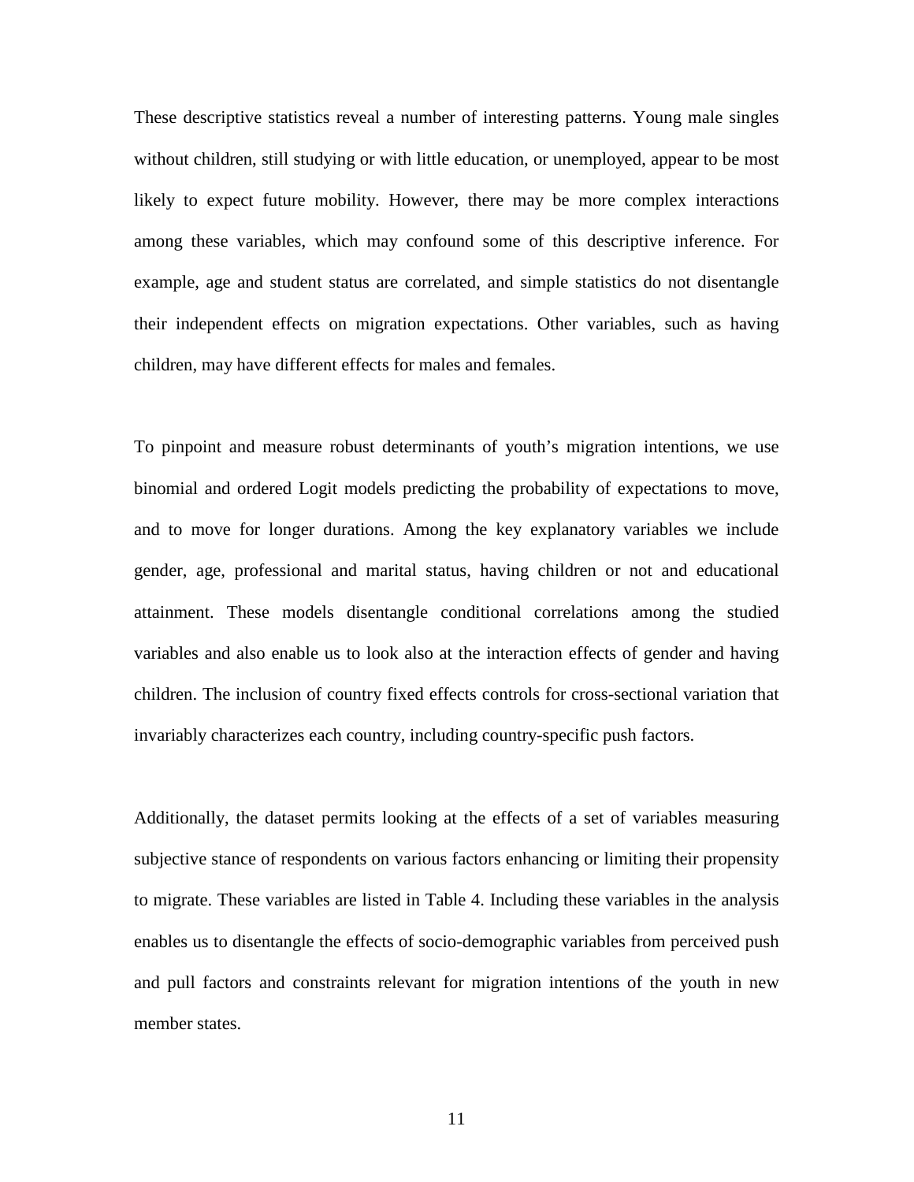These descriptive statistics reveal a number of interesting patterns. Young male singles without children, still studying or with little education, or unemployed, appear to be most likely to expect future mobility. However, there may be more complex interactions among these variables, which may confound some of this descriptive inference. For example, age and student status are correlated, and simple statistics do not disentangle their independent effects on migration expectations. Other variables, such as having children, may have different effects for males and females.

To pinpoint and measure robust determinants of youth's migration intentions, we use binomial and ordered Logit models predicting the probability of expectations to move, and to move for longer durations. Among the key explanatory variables we include gender, age, professional and marital status, having children or not and educational attainment. These models disentangle conditional correlations among the studied variables and also enable us to look also at the interaction effects of gender and having children. The inclusion of country fixed effects controls for cross-sectional variation that invariably characterizes each country, including country-specific push factors.

Additionally, the dataset permits looking at the effects of a set of variables measuring subjective stance of respondents on various factors enhancing or limiting their propensity to migrate. These variables are listed in Table 4. Including these variables in the analysis enables us to disentangle the effects of socio-demographic variables from perceived push and pull factors and constraints relevant for migration intentions of the youth in new member states.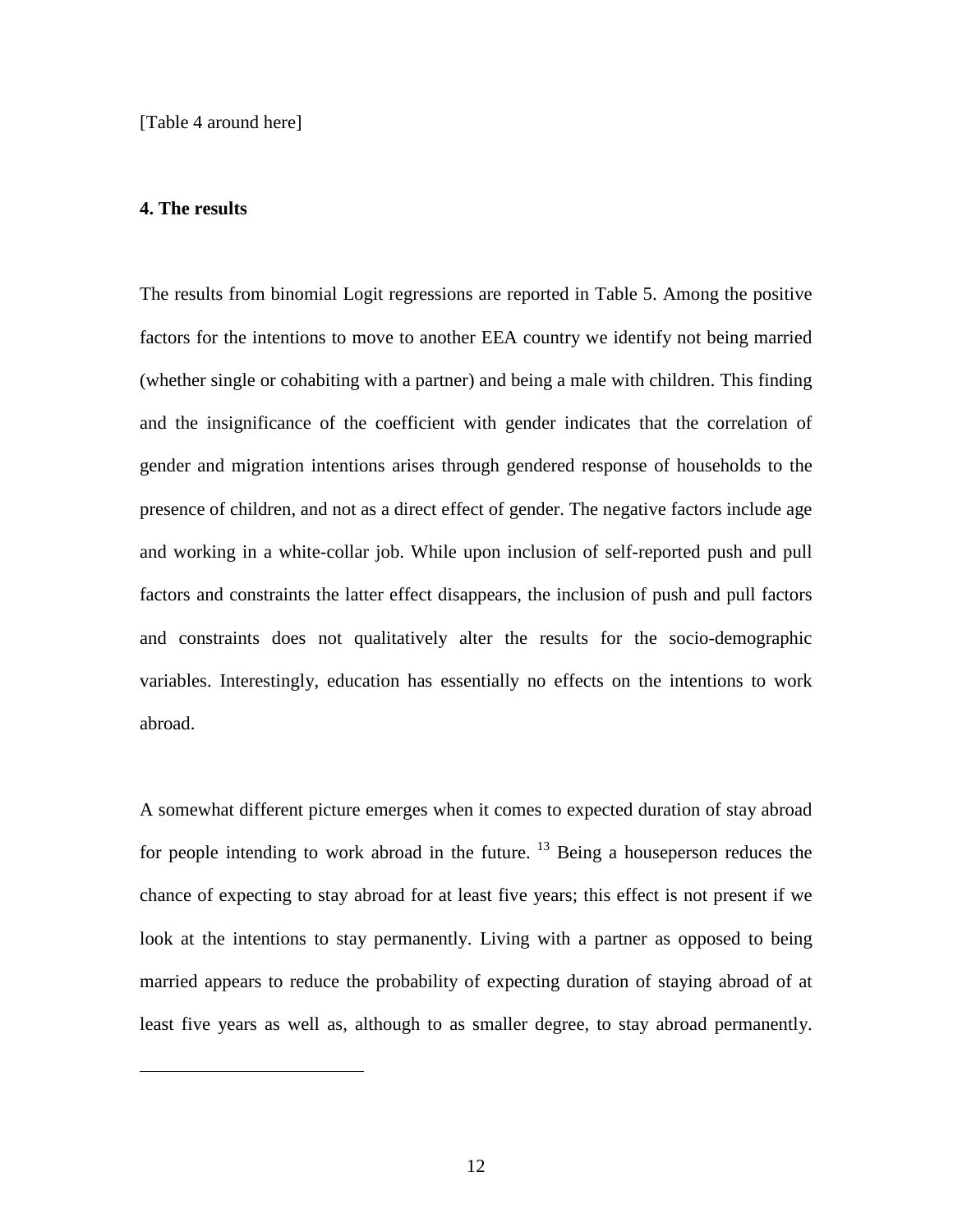[Table 4 around here]

## 4. The results

The results from binomial Logit regressions are reported in Table 5. Among the positive factors for the intentions to move to another EEA country we identify not being married (whether single or cohabiting with a partner) and being a male with children. This finding and the insignificance of the coefficient with gender indicates that the correlation of gender and migration intentions arises through gendered response of households to the presence of children, and not as a direct effect of gender. The negative factors include age and working in a white-collar job. While upon inclusion of self-reported push and pull factors and constraints the latter effect disappears, the inclusion of push and pull factors and constraints does not qualitatively alter the results for the socio-demographic variables. Interestingly, education has essentially no effects on the intentions to work abroad.

A somewhat different picture emerges when it comes to expected duration of stay abroad for people intending to work abroad in the future. [13] Being a houseperson reduces the chance of expecting to stay abroad for at least five years; this effect is not present if we look at the intentions to stay permanently. Living with a partner as opposed to being married appears to reduce the probability of expecting duration of staying abroad of at least five years as well as, although to as smaller degree, to stay abroad permanently.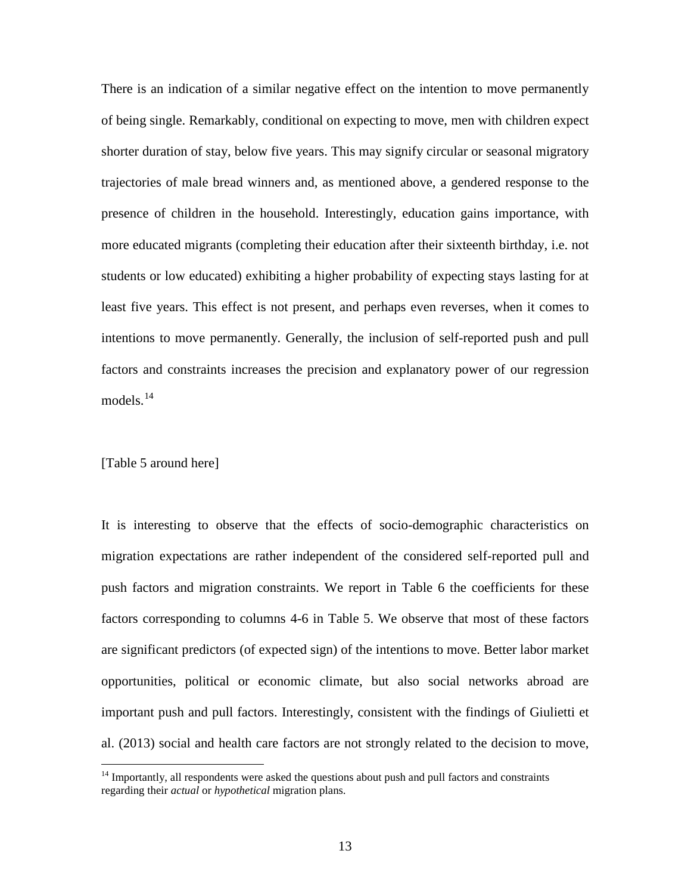There is an indication of a similar negative effect on the intention to move permanently of being single. Remarkably, conditional on expecting to move, men with children expect shorter duration of stay, below five years. This may signify circular or seasonal migratory trajectories of male bread winners and, as mentioned above, a gendered response to the presence of children in the household. Interestingly, education gains importance, with more educated migrants (completing their education after their sixteenth birthday, i.e. not students or low educated) exhibiting a higher probability of expecting stays lasting for at least five years. This effect is not present, and perhaps even reverses, when it comes to intentions to move permanently. Generally, the inclusion of self-reported push and pull factors and constraints increases the precision and explanatory power of our regression models.[14]

[Table 5 around here]

It is interesting to observe that the effects of socio-demographic characteristics on migration expectations are rather independent of the considered self-reported pull and push factors and migration constraints. We report in Table 6 the coefficients for these factors corresponding to columns 4-6 in Table 5. We observe that most of these factors are significant predictors (of expected sign) of the intentions to move. Better labor market opportunities, political or economic climate, but also social networks abroad are important push and pull factors. Interestingly, consistent with the findings of Giulietti et al. (2013) social and health care factors are not strongly related to the decision to move,

[14] Importantly, all respondents were asked the questions about push and pull factors and constraints regarding their *actual* or *hypothetical* migration plans.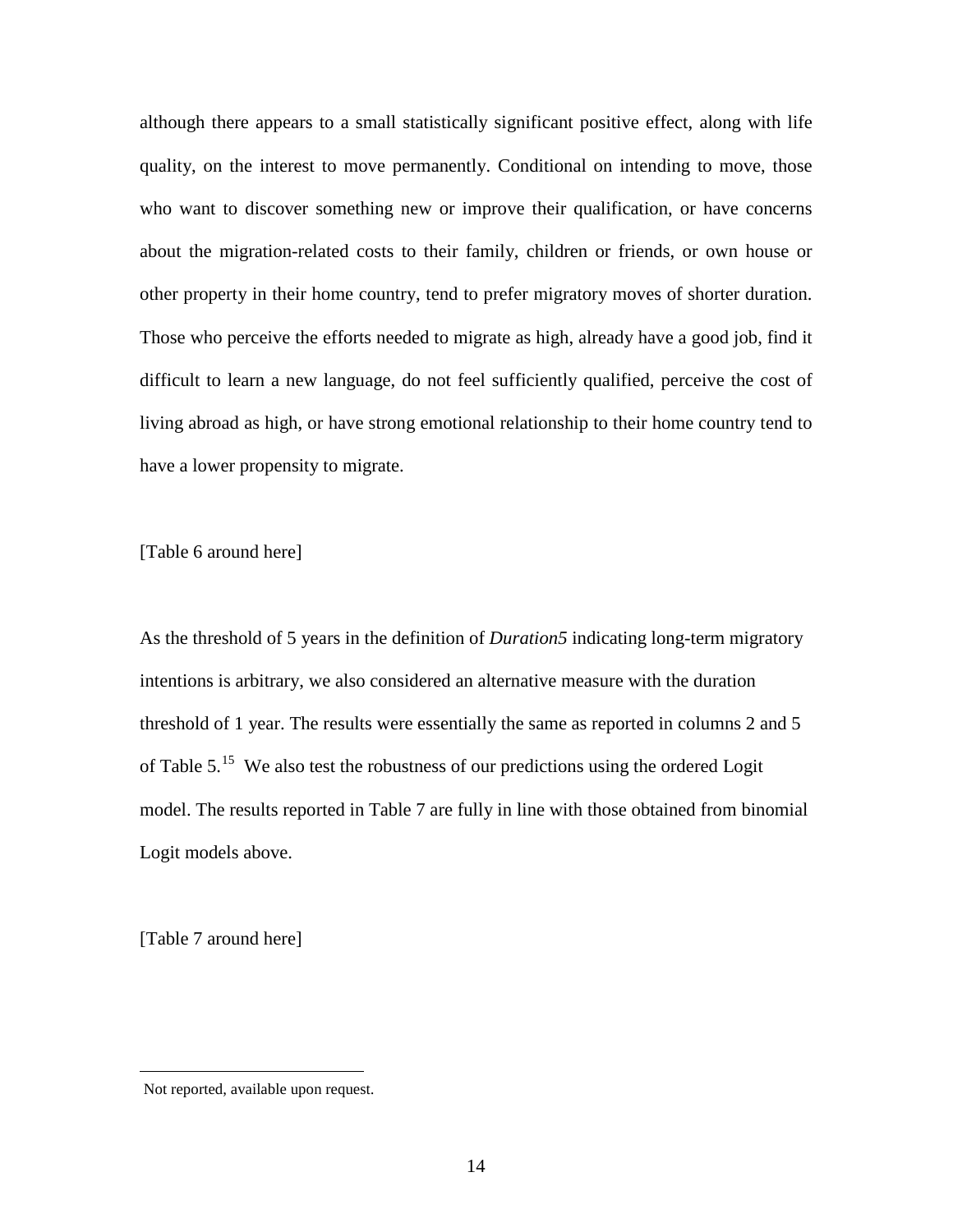although there appears to a small statistically significant positive effect, along with life quality, on the interest to move permanently. Conditional on intending to move, those who want to discover something new or improve their qualification, or have concerns about the migration-related costs to their family, children or friends, or own house or other property in their home country, tend to prefer migratory moves of shorter duration. Those who perceive the efforts needed to migrate as high, already have a good job, find it difficult to learn a new language, do not feel sufficiently qualified, perceive the cost of living abroad as high, or have strong emotional relationship to their home country tend to have a lower propensity to migrate.

[Table 6 around here]

As the threshold of 5 years in the definition of *Duration5* indicating long-term migratory intentions is arbitrary, we also considered an alternative measure with the duration threshold of 1 year. The results were essentially the same as reported in columns 2 and 5 of Table 5.[15] We also test the robustness of our predictions using the ordered Logit model. The results reported in Table 7 are fully in line with those obtained from binomial Logit models above.

[Table 7 around here]

---

Not reported, available upon request.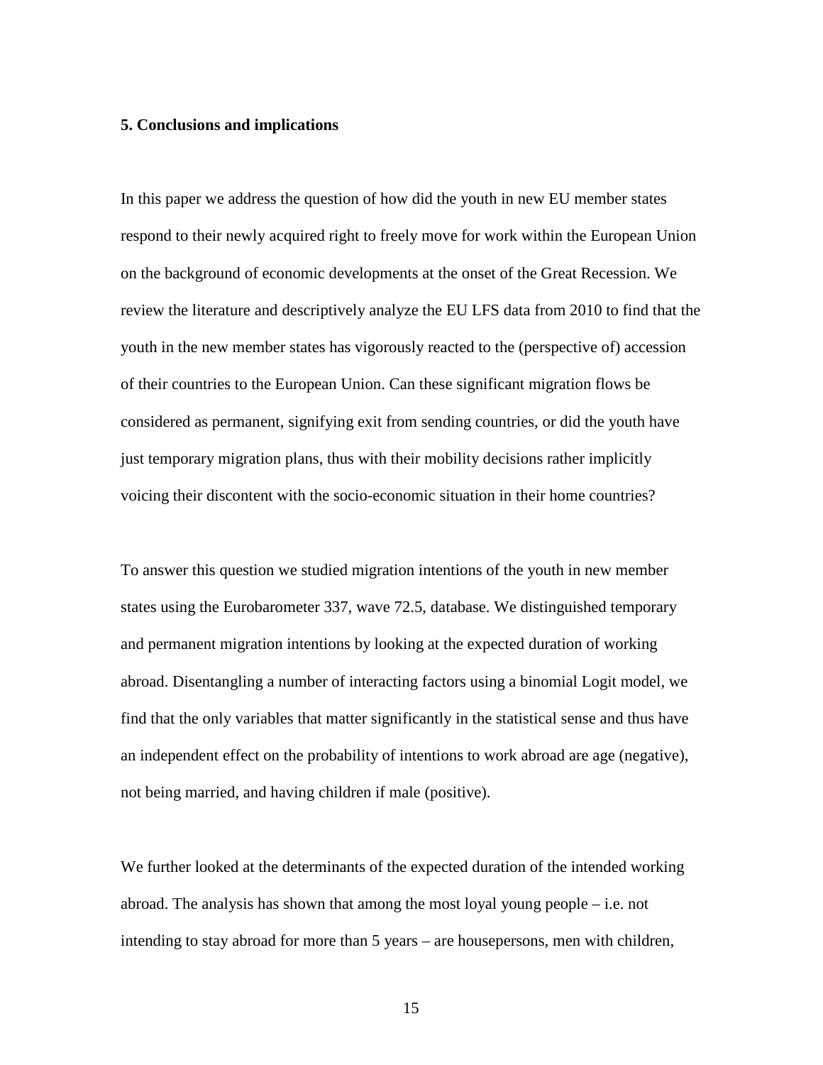### 5. Conclusions and implications

In this paper we address the question of how did the youth in new EU member states respond to their newly acquired right to freely move for work within the European Union on the background of economic developments at the onset of the Great Recession. We review the literature and descriptively analyze the EU LFS data from 2010 to find that the youth in the new member states has vigorously reacted to the (perspective of) accession of their countries to the European Union. Can these significant migration flows be considered as permanent, signifying exit from sending countries, or did the youth have just temporary migration plans, thus with their mobility decisions rather implicitly voicing their discontent with the socio-economic situation in their home countries?

To answer this question we studied migration intentions of the youth in new member states using the Eurobarometer 337, wave 72.5, database. We distinguished temporary and permanent migration intentions by looking at the expected duration of working abroad. Disentangling a number of interacting factors using a binomial Logit model, we find that the only variables that matter significantly in the statistical sense and thus have an independent effect on the probability of intentions to work abroad are age (negative), not being married, and having children if male (positive).

We further looked at the determinants of the expected duration of the intended working abroad. The analysis has shown that among the most loyal young people – i.e. not intending to stay abroad for more than 5 years – are housepersons, men with children,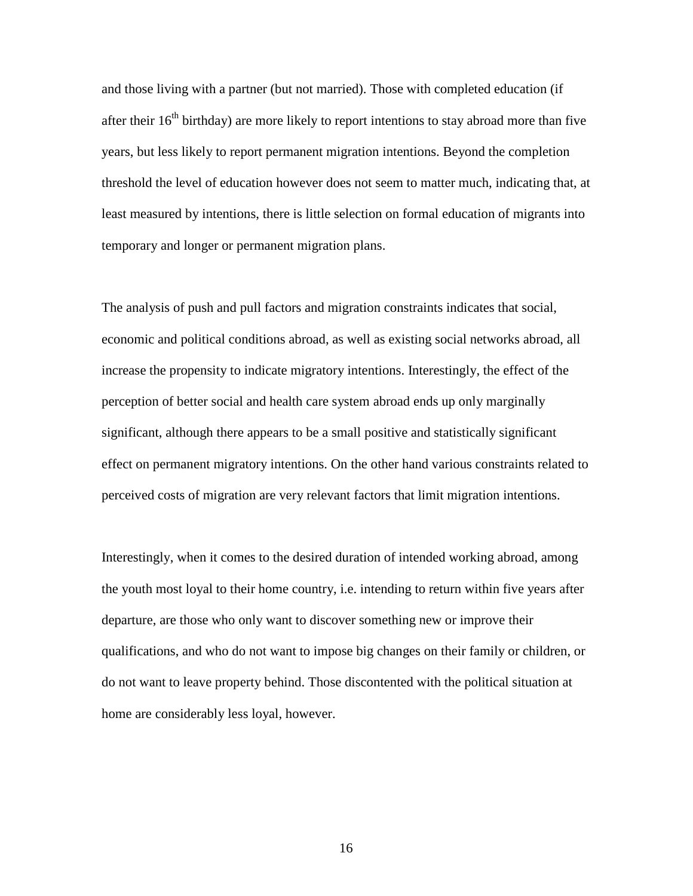and those living with a partner (but not married). Those with completed education (if after their $16^{th}$ birthday) are more likely to report intentions to stay abroad more than five years, but less likely to report permanent migration intentions. Beyond the completion threshold the level of education however does not seem to matter much, indicating that, at least measured by intentions, there is little selection on formal education of migrants into temporary and longer or permanent migration plans.

The analysis of push and pull factors and migration constraints indicates that social, economic and political conditions abroad, as well as existing social networks abroad, all increase the propensity to indicate migratory intentions. Interestingly, the effect of the perception of better social and health care system abroad ends up only marginally significant, although there appears to be a small positive and statistically significant effect on permanent migratory intentions. On the other hand various constraints related to perceived costs of migration are very relevant factors that limit migration intentions.

Interestingly, when it comes to the desired duration of intended working abroad, among the youth most loyal to their home country, i.e. intending to return within five years after departure, are those who only want to discover something new or improve their qualifications, and who do not want to impose big changes on their family or children, or do not want to leave property behind. Those discontented with the political situation at home are considerably less loyal, however.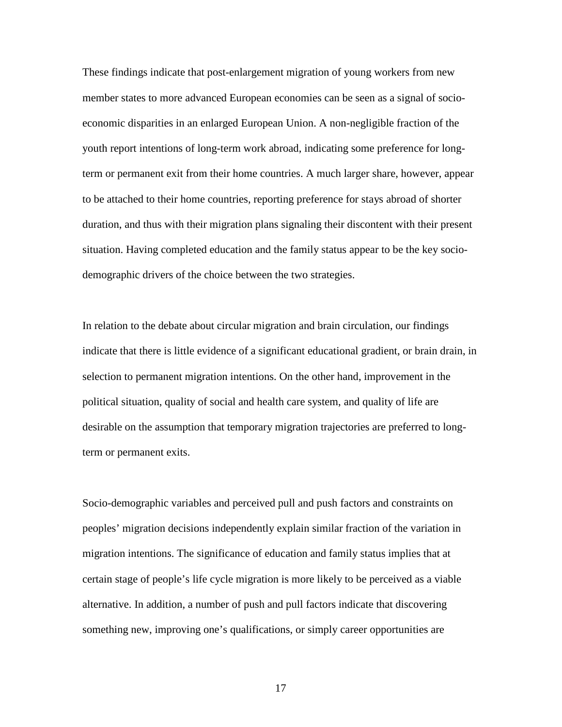These findings indicate that post-enlargement migration of young workers from new member states to more advanced European economies can be seen as a signal of socio-economic disparities in an enlarged European Union. A non-negligible fraction of the youth report intentions of long-term work abroad, indicating some preference for long-term or permanent exit from their home countries. A much larger share, however, appear to be attached to their home countries, reporting preference for stays abroad of shorter duration, and thus with their migration plans signaling their discontent with their present situation. Having completed education and the family status appear to be the key socio-demographic drivers of the choice between the two strategies.

In relation to the debate about circular migration and brain circulation, our findings indicate that there is little evidence of a significant educational gradient, or brain drain, in selection to permanent migration intentions. On the other hand, improvement in the political situation, quality of social and health care system, and quality of life are desirable on the assumption that temporary migration trajectories are preferred to long-term or permanent exits.

Socio-demographic variables and perceived pull and push factors and constraints on peoples' migration decisions independently explain similar fraction of the variation in migration intentions. The significance of education and family status implies that at certain stage of people's life cycle migration is more likely to be perceived as a viable alternative. In addition, a number of push and pull factors indicate that discovering something new, improving one's qualifications, or simply career opportunities are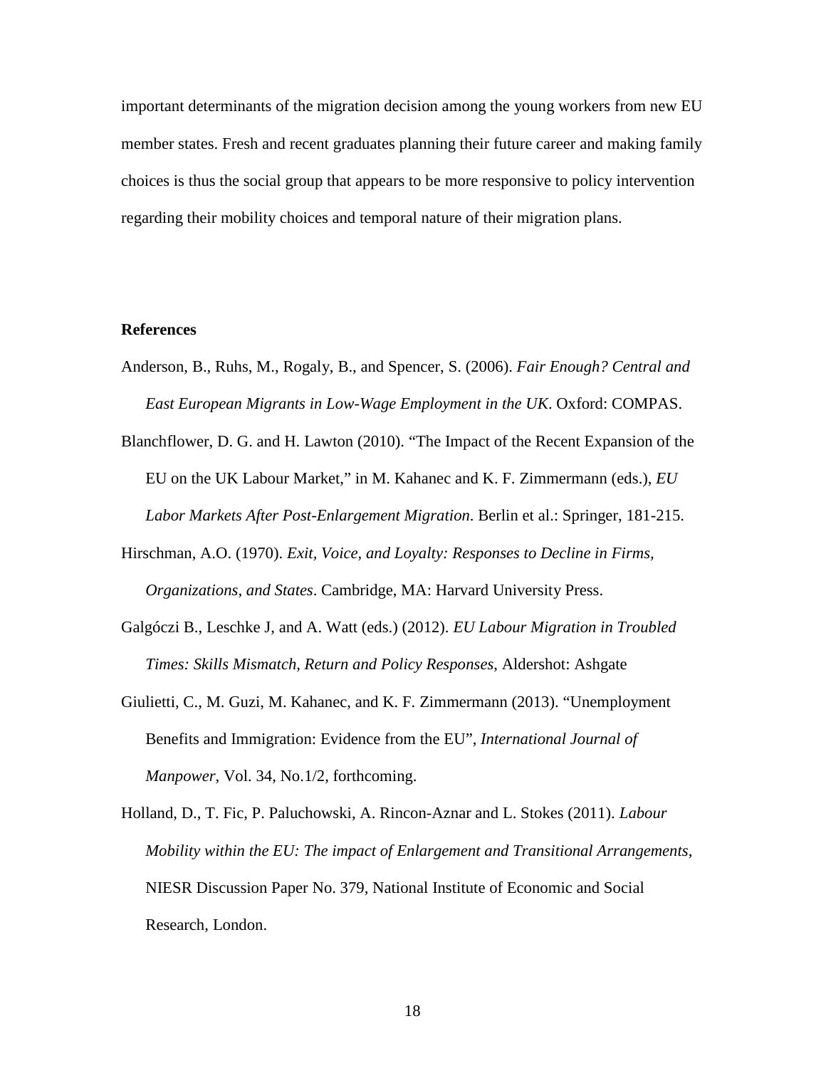important determinants of the migration decision among the young workers from new EU member states. Fresh and recent graduates planning their future career and making family choices is thus the social group that appears to be more responsive to policy intervention regarding their mobility choices and temporal nature of their migration plans.

## References

Anderson, B., Ruhs, M., Rogaly, B., and Spencer, S. (2006). *Fair Enough? Central and East European Migrants in Low-Wage Employment in the UK*. Oxford: COMPAS.

Blanchflower, D. G. and H. Lawton (2010). "The Impact of the Recent Expansion of the EU on the UK Labour Market," in M. Kahanec and K. F. Zimmermann (eds.), *EU Labor Markets After Post-Enlargement Migration*. Berlin et al.: Springer, 181-215.

Hirschman, A.O. (1970). *Exit, Voice, and Loyalty: Responses to Decline in Firms, Organizations, and States*. Cambridge, MA: Harvard University Press.

Galgóczi B., Leschke J, and A. Watt (eds.) (2012). *EU Labour Migration in Troubled Times: Skills Mismatch, Return and Policy Responses*, Aldershot: Ashgate

Giulietti, C., M. Guzi, M. Kahanec, and K. F. Zimmermann (2013). "Unemployment Benefits and Immigration: Evidence from the EU", *International Journal of Manpower*, Vol. 34, No.1/2, forthcoming.

Holland, D., T. Fic, P. Paluchowski, A. Rincon-Aznar and L. Stokes (2011). *Labour Mobility within the EU: The impact of Enlargement and Transitional Arrangements*, NIESR Discussion Paper No. 379, National Institute of Economic and Social Research, London.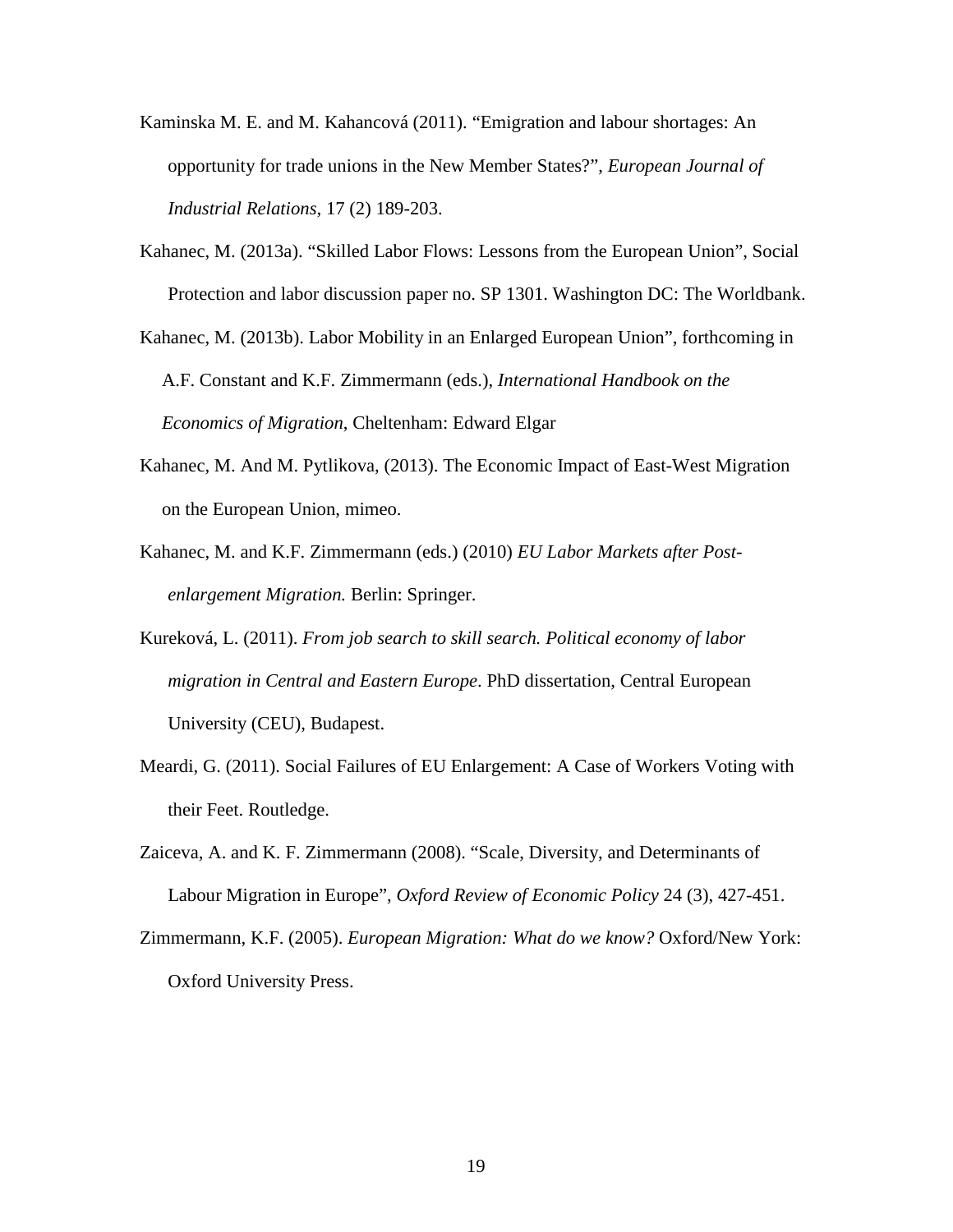Kaminska M. E. and M. Kahancová (2011). “Emigration and labour shortages: An opportunity for trade unions in the New Member States?”, *European Journal of Industrial Relations*, 17 (2) 189-203.

Kahanec, M. (2013a). “Skilled Labor Flows: Lessons from the European Union”, Social Protection and labor discussion paper no. SP 1301. Washington DC: The Worldbank.

Kahanec, M. (2013b). Labor Mobility in an Enlarged European Union”, forthcoming in A.F. Constant and K.F. Zimmermann (eds.), *International Handbook on the Economics of Migration*, Cheltenham: Edward Elgar

Kahanec, M. And M. Pytlikova, (2013). The Economic Impact of East-West Migration on the European Union, mimeo.

Kahanec, M. and K.F. Zimmermann (eds.) (2010) *EU Labor Markets after Post-enlargement Migration.* Berlin: Springer.

Kureková, L. (2011). *From job search to skill search. Political economy of labor migration in Central and Eastern Europe*. PhD dissertation, Central European University (CEU), Budapest.

Meardi, G. (2011). Social Failures of EU Enlargement: A Case of Workers Voting with their Feet. Routledge.

Zaiceva, A. and K. F. Zimmermann (2008). “Scale, Diversity, and Determinants of Labour Migration in Europe”, *Oxford Review of Economic Policy* 24 (3), 427-451.

Zimmermann, K.F. (2005). *European Migration: What do we know?* Oxford/New York: Oxford University Press.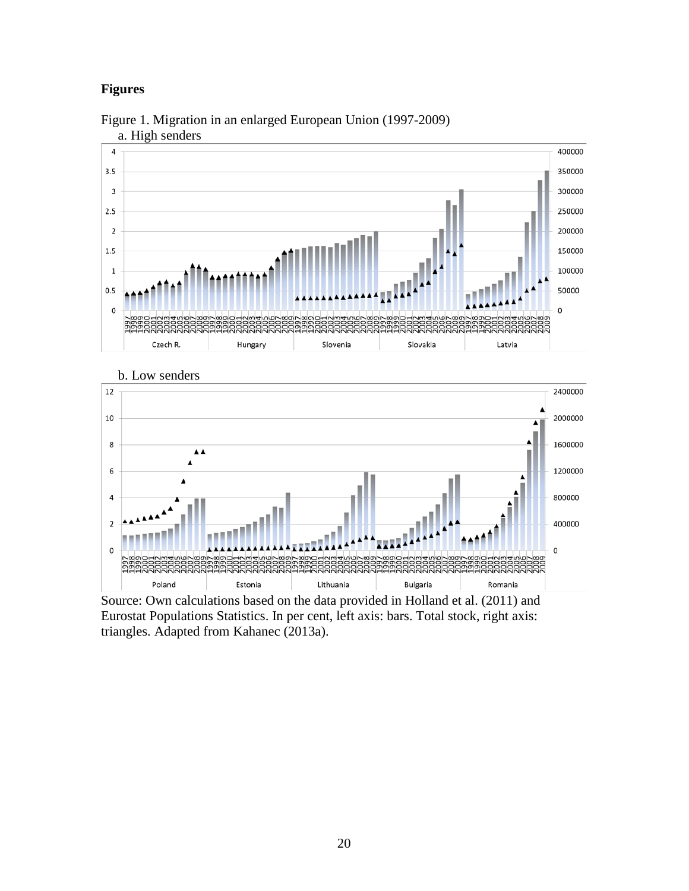**Figures**

Figure 1. Migration in an enlarged European Union (1997-2009)

a. High senders

4
3.5
3
2.5
2
1.5
1
0.5
0

400000
350000
300000
250000
200000
150000
100000
50000
0

1997 1998 1999 2000 2001 2002 2003 2004 2005 2006 2007 2008 2009

Czech R.
Hungary
Slovenia
Slovakia
Latvia

b. Low senders

12
10
8
6
4
2
0

2400000
2000000
1600000
1200000
800000
400000
0

1997 1998 1999 2000 2001 2002 2003 2004 2005 2006 2007 2008 2009

Poland
Estonia
Lithuania
Bulgaria
Romania

Source: Own calculations based on the data provided in Holland et al. (2011) and Eurostat Populations Statistics. In per cent, left axis: bars. Total stock, right axis: triangles. Adapted from Kahanec (2013a).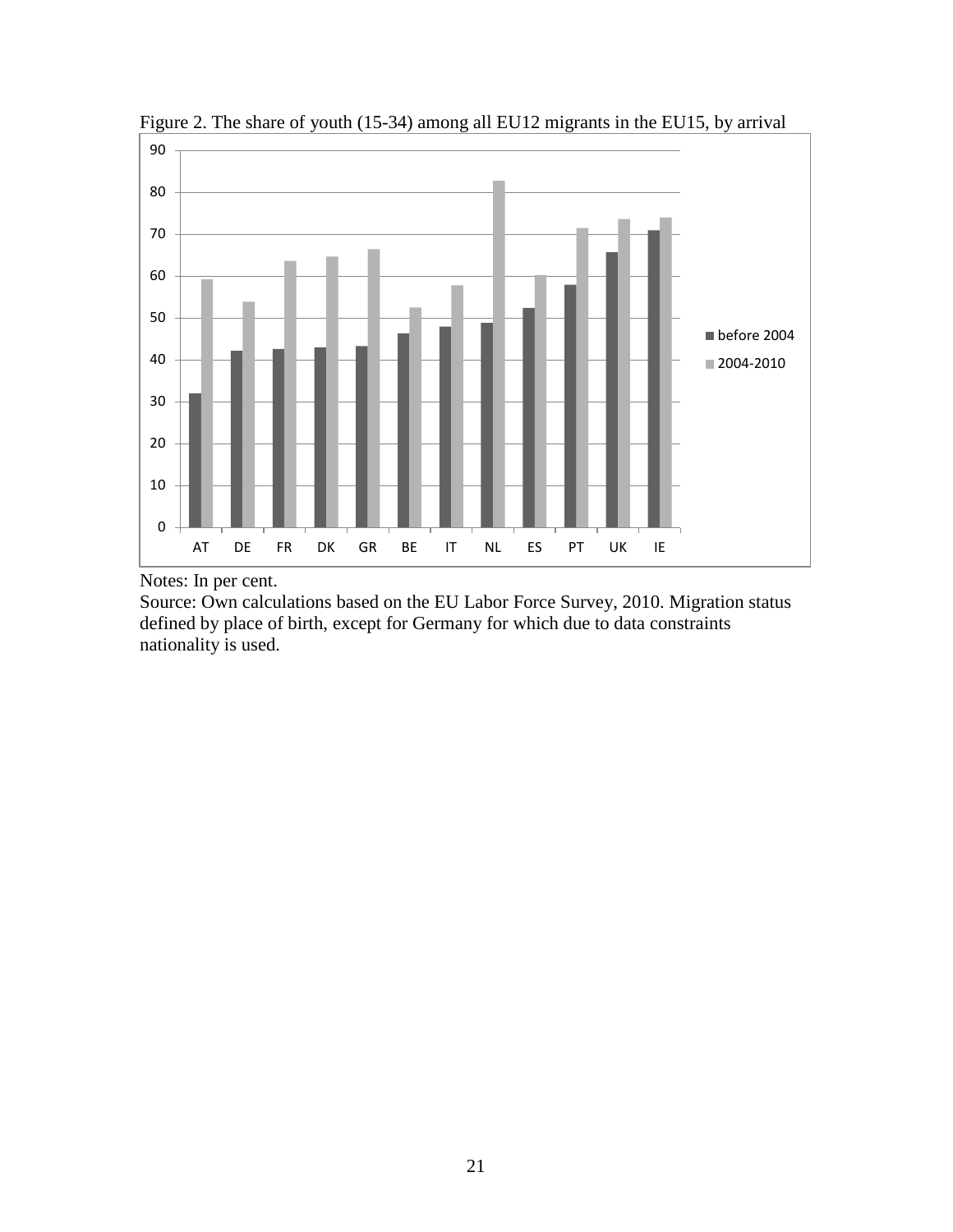Figure 2. The share of youth (15-34) among all EU12 migrants in the EU15, by arrival

90
80
70
60
50
40
30
20
10
0

AT DE FR DK GR BE IT NL ES PT UK IE

before 2004
2004-2010

Notes: In per cent.

Source: Own calculations based on the EU Labor Force Survey, 2010. Migration status defined by place of birth, except for Germany for which due to data constraints nationality is used.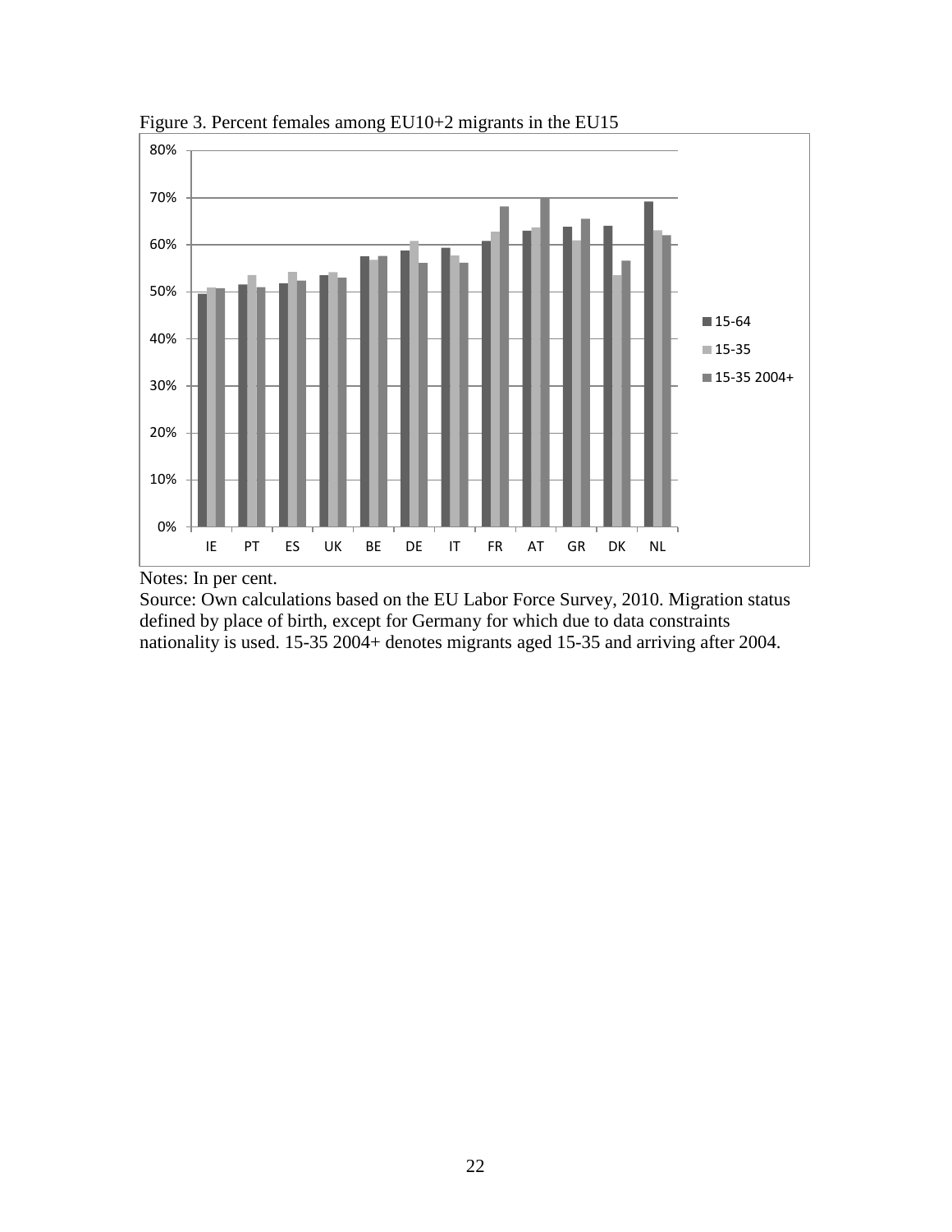Figure 3. Percent females among EU10+2 migrants in the EU15

80%
70%
60%
50%
40%
30%
20%
10%
0%

IE PT ES UK BE DE IT FR AT GR DK NL

15-64
15-35
15-35 2004+

Notes: In per cent.

Source: Own calculations based on the EU Labor Force Survey, 2010. Migration status defined by place of birth, except for Germany for which due to data constraints nationality is used. 15-35 2004+ denotes migrants aged 15-35 and arriving after 2004.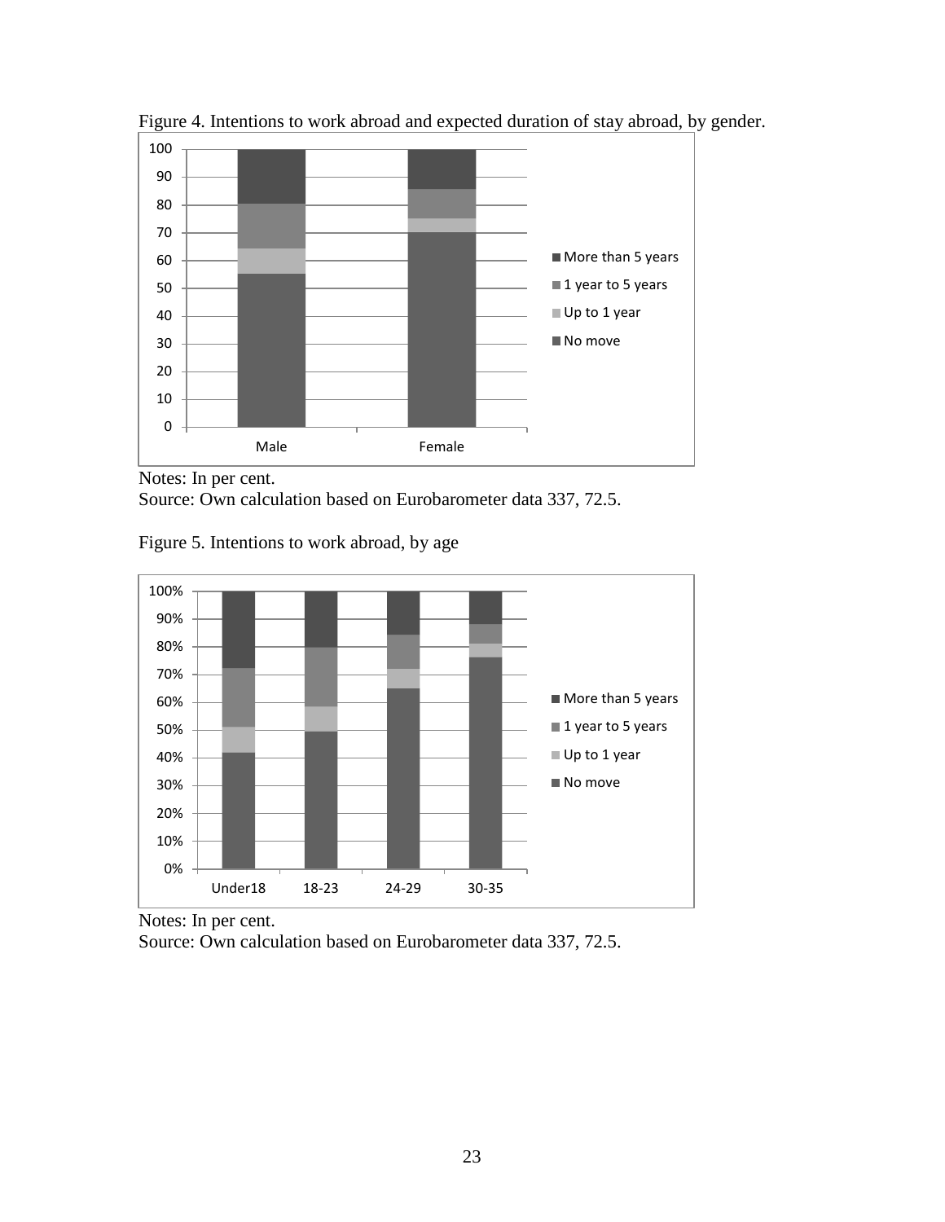Figure 4. Intentions to work abroad and expected duration of stay abroad, by gender.

100
90
80
70
60
50
40
30
20
10
0

Male
Female

More than 5 years
1 year to 5 years
Up to 1 year
No move

Notes: In per cent.
Source: Own calculation based on Eurobarometer data 337, 72.5.

Figure 5. Intentions to work abroad, by age

100%
90%
80%
70%
60%
50%
40%
30%
20%
10%
0%

Under18
18-23
24-29
30-35

More than 5 years
1 year to 5 years
Up to 1 year
No move

Notes: In per cent.
Source: Own calculation based on Eurobarometer data 337, 72.5.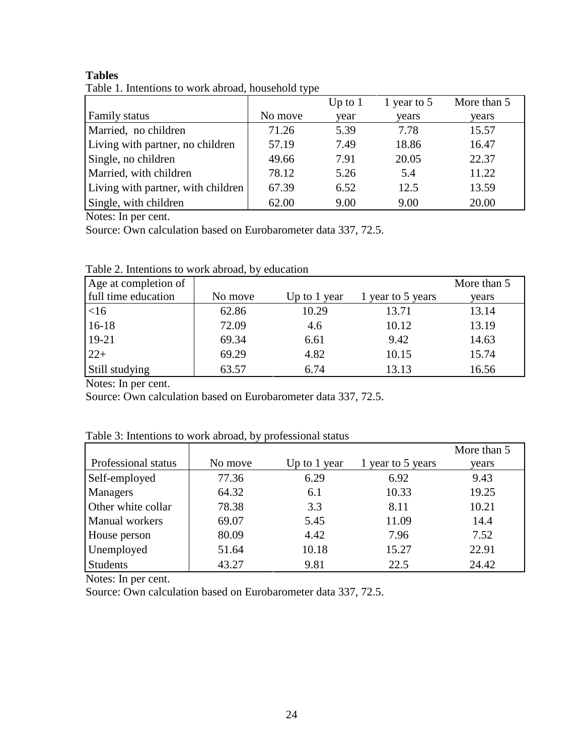**Tables**

Table 1. Intentions to work abroad, household type

| Family status | No move | Up to 1 year | 1 year to 5 years | More than 5 years |
|---|---|---|---|---|
| Married, no children | 71.26 | 5.39 | 7.78 | 15.57 |
| Living with partner, no children | 57.19 | 7.49 | 18.86 | 16.47 |
| Single, no children | 49.66 | 7.91 | 20.05 | 22.37 |
| Married, with children | 78.12 | 5.26 | 5.4 | 11.22 |
| Living with partner, with children | 67.39 | 6.52 | 12.5 | 13.59 |
| Single, with children | 62.00 | 9.00 | 9.00 | 20.00 |

Notes: In per cent.

Source: Own calculation based on Eurobarometer data 337, 72.5.

Table 2. Intentions to work abroad, by education

| Age at completion of full time education | No move | Up to 1 year | 1 year to 5 years | More than 5 years |
|---|---|---|---|---|
| <16 | 62.86 | 10.29 | 13.71 | 13.14 |
| 16-18 | 72.09 | 4.6 | 10.12 | 13.19 |
| 19-21 | 69.34 | 6.61 | 9.42 | 14.63 |
| 22+ | 69.29 | 4.82 | 10.15 | 15.74 |
| Still studying | 63.57 | 6.74 | 13.13 | 16.56 |

Notes: In per cent.

Source: Own calculation based on Eurobarometer data 337, 72.5.

Table 3: Intentions to work abroad, by professional status

| Professional status | No move | Up to 1 year | 1 year to 5 years | More than 5 years |
|---|---|---|---|---|
| Self-employed | 77.36 | 6.29 | 6.92 | 9.43 |
| Managers | 64.32 | 6.1 | 10.33 | 19.25 |
| Other white collar | 78.38 | 3.3 | 8.11 | 10.21 |
| Manual workers | 69.07 | 5.45 | 11.09 | 14.4 |
| House person | 80.09 | 4.42 | 7.96 | 7.52 |
| Unemployed | 51.64 | 10.18 | 15.27 | 22.91 |
| Students | 43.27 | 9.81 | 22.5 | 24.42 |

Notes: In per cent.

Source: Own calculation based on Eurobarometer data 337, 72.5.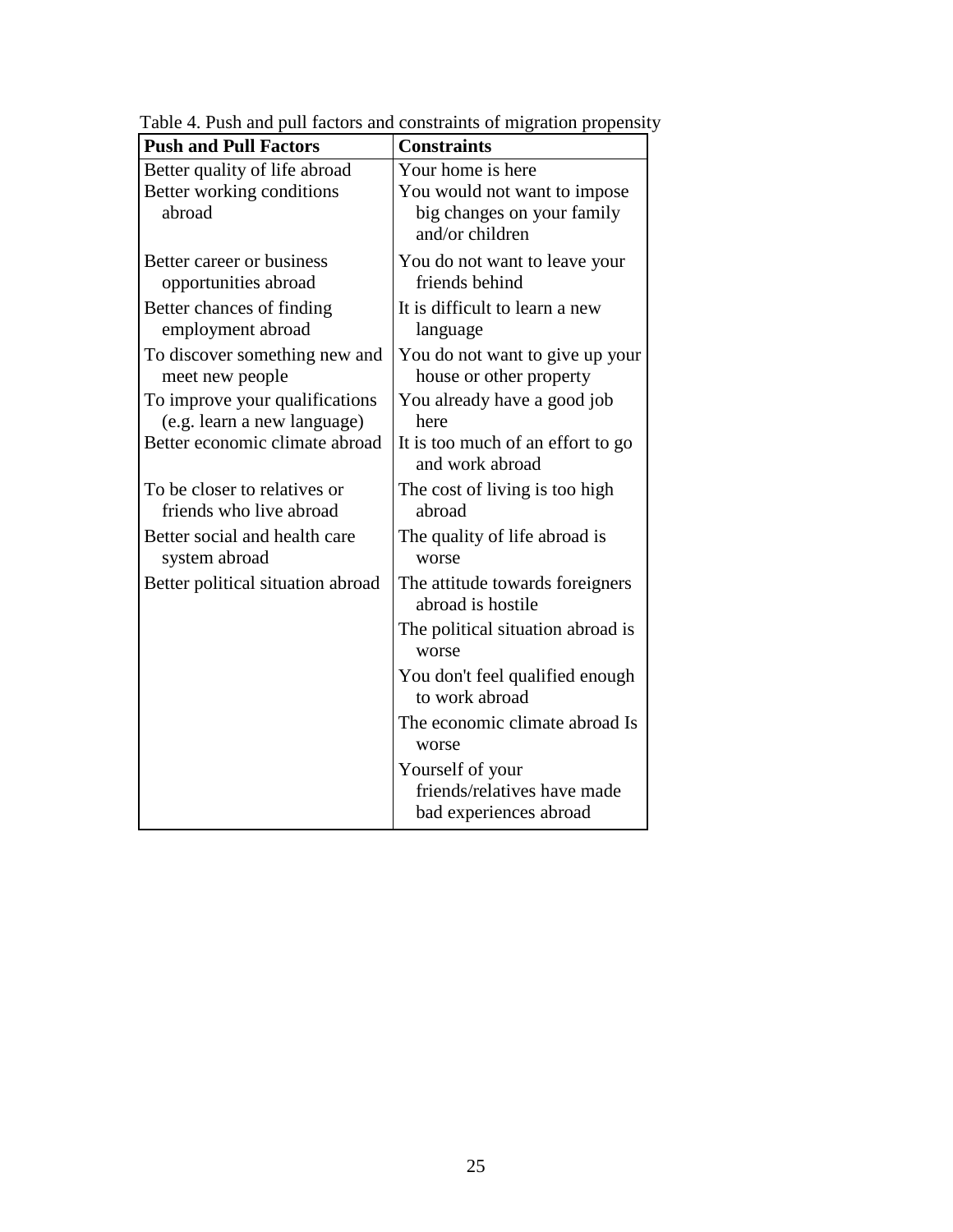Table 4. Push and pull factors and constraints of migration propensity

| **Push and Pull Factors** | **Constraints** |
|---|---|
| Better quality of life abroad | Your home is here |
| Better working conditions abroad | You would not want to impose big changes on your family and/or children |
| Better career or business opportunities abroad | You do not want to leave your friends behind |
| Better chances of finding employment abroad | It is difficult to learn a new language |
| To discover something new and meet new people | You do not want to give up your house or other property |
| To improve your qualifications (e.g. learn a new language) | You already have a good job here |
| Better economic climate abroad | It is too much of an effort to go and work abroad |
| To be closer to relatives or friends who live abroad | The cost of living is too high abroad |
| Better social and health care system abroad | The quality of life abroad is worse |
| Better political situation abroad | The attitude towards foreigners abroad is hostile |
| | The political situation abroad is worse |
| | You don't feel qualified enough to work abroad |
| | The economic climate abroad Is worse |
| | Yourself of your friends/relatives have made bad experiences abroad |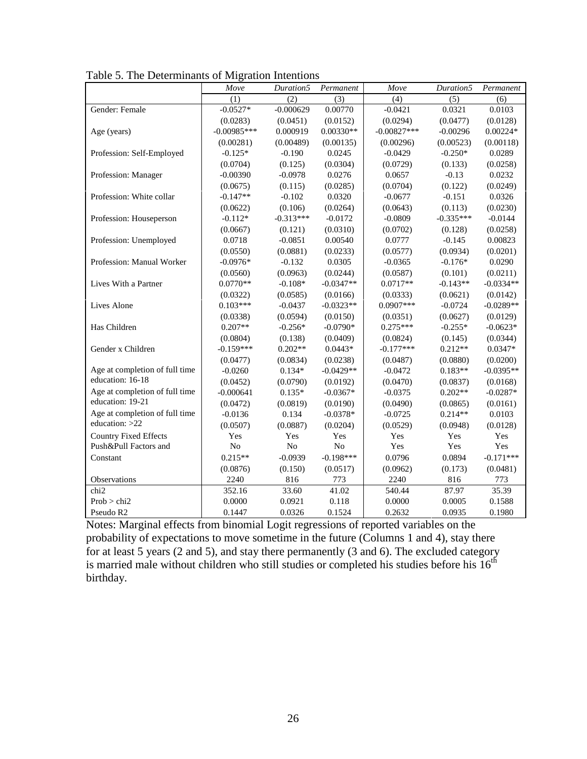Table 5. The Determinants of Migration Intentions

| | *Move* | *Duration5* | *Permanent* | *Move* | *Duration5* | *Permanent* |
|---|---|---|---|---|---|---|
| | (1) | (2) | (3) | (4) | (5) | (6) |
| Gender: Female | -0.0527* | -0.000629 | 0.00770 | -0.0421 | 0.0321 | 0.0103 |
| | (0.0283) | (0.0451) | (0.0152) | (0.0294) | (0.0477) | (0.0128) |
| Age (years) | -0.00985*** | 0.000919 | 0.00330** | -0.00827*** | -0.00296 | 0.00224* |
| | (0.00281) | (0.00489) | (0.00135) | (0.00296) | (0.00523) | (0.00118) |
| Profession: Self-Employed | -0.125* | -0.190 | 0.0245 | -0.0429 | -0.250* | 0.0289 |
| | (0.0704) | (0.125) | (0.0304) | (0.0729) | (0.133) | (0.0258) |
| Profession: Manager | -0.00390 | -0.0978 | 0.0276 | 0.0657 | -0.13 | 0.0232 |
| | (0.0675) | (0.115) | (0.0285) | (0.0704) | (0.122) | (0.0249) |
| Profession: White collar | -0.147** | -0.102 | 0.0320 | -0.0677 | -0.151 | 0.0326 |
| | (0.0622) | (0.106) | (0.0264) | (0.0643) | (0.113) | (0.0230) |
| Profession: Houseperson | -0.112* | -0.313*** | -0.0172 | -0.0809 | -0.335*** | -0.0144 |
| | (0.0667) | (0.121) | (0.0310) | (0.0702) | (0.128) | (0.0258) |
| Profession: Unemployed | 0.0718 | -0.0851 | 0.00540 | 0.0777 | -0.145 | 0.00823 |
| | (0.0550) | (0.0881) | (0.0233) | (0.0577) | (0.0934) | (0.0201) |
| Profession: Manual Worker | -0.0976* | -0.132 | 0.0305 | -0.0365 | -0.176* | 0.0290 |
| | (0.0560) | (0.0963) | (0.0244) | (0.0587) | (0.101) | (0.0211) |
| Lives With a Partner | 0.0770** | -0.108* | -0.0347** | 0.0717** | -0.143** | -0.0334** |
| | (0.0322) | (0.0585) | (0.0166) | (0.0333) | (0.0621) | (0.0142) |
| Lives Alone | 0.103*** | -0.0437 | -0.0323** | 0.0907*** | -0.0724 | -0.0289** |
| | (0.0338) | (0.0594) | (0.0150) | (0.0351) | (0.0627) | (0.0129) |
| Has Children | 0.207** | -0.256* | -0.0790* | 0.275*** | -0.255* | -0.0623* |
| | (0.0804) | (0.138) | (0.0409) | (0.0824) | (0.145) | (0.0344) |
| Gender x Children | -0.159*** | 0.202** | 0.0443* | -0.177*** | 0.212** | 0.0347* |
| | (0.0477) | (0.0834) | (0.0238) | (0.0487) | (0.0880) | (0.0200) |
| Age at completion of full time education: 16-18 | -0.0260 | 0.134* | -0.0429** | -0.0472 | 0.183** | -0.0395** |
| | (0.0452) | (0.0790) | (0.0192) | (0.0470) | (0.0837) | (0.0168) |
| Age at completion of full time education: 19-21 | -0.000641 | 0.135* | -0.0367* | -0.0375 | 0.202** | -0.0287* |
| | (0.0472) | (0.0819) | (0.0190) | (0.0490) | (0.0865) | (0.0161) |
| Age at completion of full time education: >22 | -0.0136 | 0.134 | -0.0378* | -0.0725 | 0.214** | 0.0103 |
| | (0.0507) | (0.0887) | (0.0204) | (0.0529) | (0.0948) | (0.0128) |
| Country Fixed Effects | Yes | Yes | Yes | Yes | Yes | Yes |
| Push&Pull Factors and | No | No | No | Yes | Yes | Yes |
| Constant | 0.215** | -0.0939 | -0.198*** | 0.0796 | 0.0894 | -0.171*** |
| | (0.0876) | (0.150) | (0.0517) | (0.0962) | (0.173) | (0.0481) |
| Observations | 2240 | 816 | 773 | 2240 | 816 | 773 |
| chi2 | 352.16 | 33.60 | 41.02 | 540.44 | 87.97 | 35.39 |
| Prob > chi2 | 0.0000 | 0.0921 | 0.118 | 0.0000 | 0.0005 | 0.1588 |
| Pseudo R2 | 0.1447 | 0.0326 | 0.1524 | 0.2632 | 0.0935 | 0.1980 |

Notes: Marginal effects from binomial Logit regressions of reported variables on the probability of expectations to move sometime in the future (Columns 1 and 4), stay there for at least 5 years (2 and 5), and stay there permanently (3 and 6). The excluded category is married male without children who still studies or completed his studies before his $16^{th}$ birthday.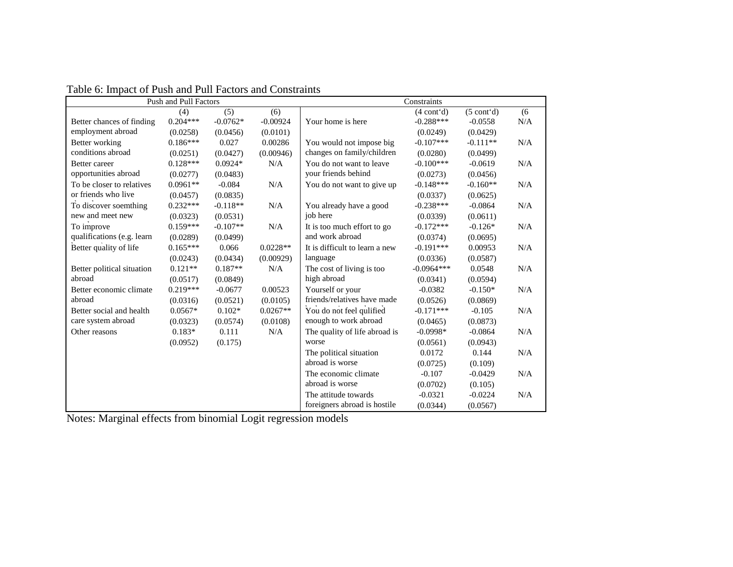Table 6: Impact of Push and Pull Factors and Constraints

| Push and Pull Factors | | | | Constraints | | | |
|---|---|---|---|---|---|---|---|
| | (4) | (5) | (6) | | (4 cont'd) | (5 cont'd) | (6 |
| Better chances of finding employment abroad | 0.204*** (0.0258) | -0.0762* (0.0456) | -0.00924 (0.0101) | Your home is here | -0.288*** (0.0249) | -0.0558 (0.0429) | N/A |
| Better working conditions abroad | 0.186*** (0.0251) | 0.027 (0.0427) | 0.00286 (0.00946) | You would not impose big changes on family/children | -0.107*** (0.0280) | -0.111** (0.0499) | N/A |
| Better career opportunities abroad | 0.128*** (0.0277) | 0.0924* (0.0483) | N/A | You do not want to leave your friends behind | -0.100*** (0.0273) | -0.0619 (0.0456) | N/A |
| To be closer to relatives or friends who live | 0.0961** (0.0457) | -0.084 (0.0835) | N/A | You do not want to give up | -0.148*** (0.0337) | -0.160** (0.0625) | N/A |
| To discover soemthing new and meet new | 0.232*** (0.0323) | -0.118** (0.0531) | N/A | You already have a good job here | -0.238*** (0.0339) | -0.0864 (0.0611) | N/A |
| To improve qualifications (e.g. learn | 0.159*** (0.0289) | -0.107** (0.0499) | N/A | It is too much effort to go and work abroad | -0.172*** (0.0374) | -0.126* (0.0695) | N/A |
| Better quality of life | 0.165*** (0.0243) | 0.066 (0.0434) | 0.0228** (0.00929) | It is difficult to learn a new language | -0.191*** (0.0336) | 0.00953 (0.0587) | N/A |
| Better political situation abroad | 0.121** (0.0517) | 0.187** (0.0849) | N/A | The cost of living is too high abroad | -0.0964*** (0.0341) | 0.0548 (0.0594) | N/A |
| Better economic climate abroad | 0.219*** (0.0316) | -0.0677 (0.0521) | 0.00523 (0.0105) | Yourself or your friends/relatives have made | -0.0382 (0.0526) | -0.150* (0.0869) | N/A |
| Better social and health care system abroad | 0.0567* (0.0323) | 0.102* (0.0574) | 0.0267** (0.0108) | You do not feel qulified enough to work abroad | -0.171*** (0.0465) | -0.105 (0.0873) | N/A |
| Other reasons | 0.183* (0.0952) | 0.111 (0.175) | N/A | The quality of life abroad is worse | -0.0998* (0.0561) | -0.0864 (0.0943) | N/A |
| | | | | The political situation abroad is worse | 0.0172 (0.0725) | 0.144 (0.109) | N/A |
| | | | | The economic climate abroad is worse | -0.107 (0.0702) | -0.0429 (0.105) | N/A |
| | | | | The attitude towards foreigners abroad is hostile | -0.0321 (0.0344) | -0.0224 (0.0567) | N/A |

Notes: Marginal effects from binomial Logit regression models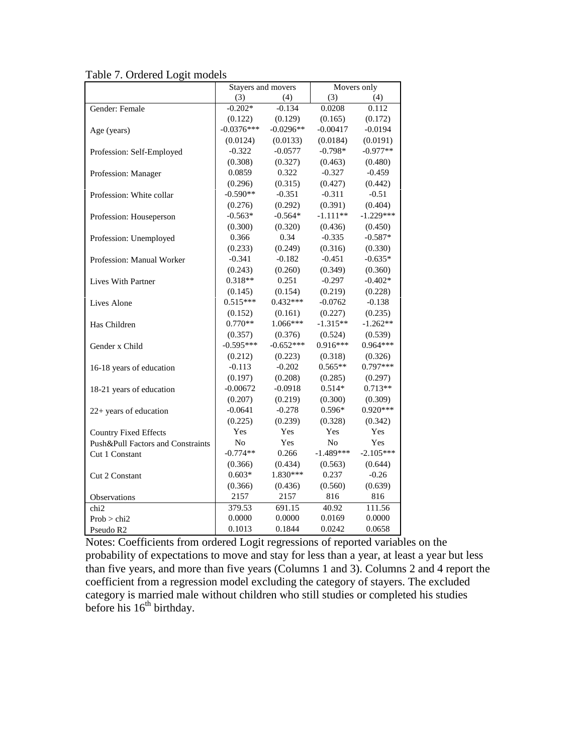Table 7. Ordered Logit models

| | Stayers and movers | | Movers only | |
|---|---|---|---|---|
| | (3) | (4) | (3) | (4) |
| Gender: Female | -0.202* | -0.134 | 0.0208 | 0.112 |
| | (0.122) | (0.129) | (0.165) | (0.172) |
| Age (years) | -0.0376*** | -0.0296** | -0.00417 | -0.0194 |
| | (0.0124) | (0.0133) | (0.0184) | (0.0191) |
| Profession: Self-Employed | -0.322 | -0.0577 | -0.798* | -0.977** |
| | (0.308) | (0.327) | (0.463) | (0.480) |
| Profession: Manager | 0.0859 | 0.322 | -0.327 | -0.459 |
| | (0.296) | (0.315) | (0.427) | (0.442) |
| Profession: White collar | -0.590** | -0.351 | -0.311 | -0.51 |
| | (0.276) | (0.292) | (0.391) | (0.404) |
| Profession: Houseperson | -0.563* | -0.564* | -1.111** | -1.229*** |
| | (0.300) | (0.320) | (0.436) | (0.450) |
| Profession: Unemployed | 0.366 | 0.34 | -0.335 | -0.587* |
| | (0.233) | (0.249) | (0.316) | (0.330) |
| Profession: Manual Worker | -0.341 | -0.182 | -0.451 | -0.635* |
| | (0.243) | (0.260) | (0.349) | (0.360) |
| Lives With Partner | 0.318** | 0.251 | -0.297 | -0.402* |
| | (0.145) | (0.154) | (0.219) | (0.228) |
| Lives Alone | 0.515*** | 0.432*** | -0.0762 | -0.138 |
| | (0.152) | (0.161) | (0.227) | (0.235) |
| Has Children | 0.770** | 1.066*** | -1.315** | -1.262** |
| | (0.357) | (0.376) | (0.524) | (0.539) |
| Gender x Child | -0.595*** | -0.652*** | 0.916*** | 0.964*** |
| | (0.212) | (0.223) | (0.318) | (0.326) |
| 16-18 years of education | -0.113 | -0.202 | 0.565** | 0.797*** |
| | (0.197) | (0.208) | (0.285) | (0.297) |
| 18-21 years of education | -0.00672 | -0.0918 | 0.514* | 0.713** |
| | (0.207) | (0.219) | (0.300) | (0.309) |
| 22+ years of education | -0.0641 | -0.278 | 0.596* | 0.920*** |
| | (0.225) | (0.239) | (0.328) | (0.342) |
| Country Fixed Effects | Yes | Yes | Yes | Yes |
| Push&Pull Factors and Constraints | No | Yes | No | Yes |
| Cut 1 Constant | -0.774** | 0.266 | -1.489*** | -2.105*** |
| | (0.366) | (0.434) | (0.563) | (0.644) |
| Cut 2 Constant | 0.603* | 1.830*** | 0.237 | -0.26 |
| | (0.366) | (0.436) | (0.560) | (0.639) |
| Observations | 2157 | 2157 | 816 | 816 |
| chi2 | 379.53 | 691.15 | 40.92 | 111.56 |
| Prob > chi2 | 0.0000 | 0.0000 | 0.0169 | 0.0000 |
| Pseudo R2 | 0.1013 | 0.1844 | 0.0242 | 0.0658 |

Notes: Coefficients from ordered Logit regressions of reported variables on the probability of expectations to move and stay for less than a year, at least a year but less than five years, and more than five years (Columns 1 and 3). Columns 2 and 4 report the coefficient from a regression model excluding the category of stayers. The excluded category is married male without children who still studies or completed his studies before his 16th birthday.